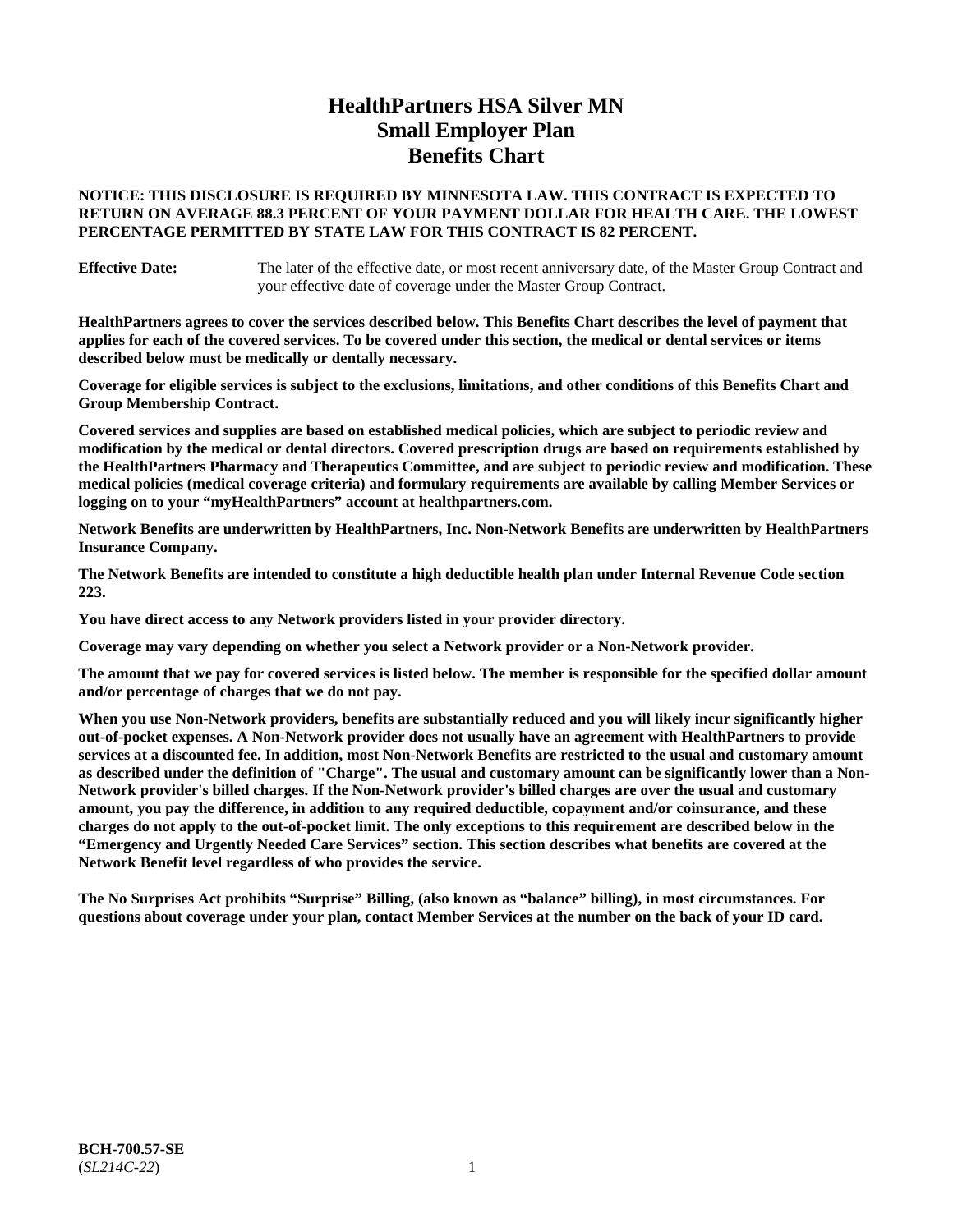# HealthPartners HSA Silver MN
# Small Employer Plan
# Benefits Chart

**NOTICE: THIS DISCLOSURE IS REQUIRED BY MINNESOTA LAW. THIS CONTRACT IS EXPECTED TO RETURN ON AVERAGE 88.3 PERCENT OF YOUR PAYMENT DOLLAR FOR HEALTH CARE. THE LOWEST PERCENTAGE PERMITTED BY STATE LAW FOR THIS CONTRACT IS 82 PERCENT.**

**Effective Date:** The later of the effective date, or most recent anniversary date, of the Master Group Contract and your effective date of coverage under the Master Group Contract.

**HealthPartners agrees to cover the services described below. This Benefits Chart describes the level of payment that applies for each of the covered services. To be covered under this section, the medical or dental services or items described below must be medically or dentally necessary.**

**Coverage for eligible services is subject to the exclusions, limitations, and other conditions of this Benefits Chart and Group Membership Contract.**

**Covered services and supplies are based on established medical policies, which are subject to periodic review and modification by the medical or dental directors. Covered prescription drugs are based on requirements established by the HealthPartners Pharmacy and Therapeutics Committee, and are subject to periodic review and modification. These medical policies (medical coverage criteria) and formulary requirements are available by calling Member Services or logging on to your "myHealthPartners" account at healthpartners.com.**

**Network Benefits are underwritten by HealthPartners, Inc. Non-Network Benefits are underwritten by HealthPartners Insurance Company.**

**The Network Benefits are intended to constitute a high deductible health plan under Internal Revenue Code section 223.**

**You have direct access to any Network providers listed in your provider directory.**

**Coverage may vary depending on whether you select a Network provider or a Non-Network provider.**

**The amount that we pay for covered services is listed below. The member is responsible for the specified dollar amount and/or percentage of charges that we do not pay.**

**When you use Non-Network providers, benefits are substantially reduced and you will likely incur significantly higher out-of-pocket expenses. A Non-Network provider does not usually have an agreement with HealthPartners to provide services at a discounted fee. In addition, most Non-Network Benefits are restricted to the usual and customary amount as described under the definition of "Charge". The usual and customary amount can be significantly lower than a Non-Network provider's billed charges. If the Non-Network provider's billed charges are over the usual and customary amount, you pay the difference, in addition to any required deductible, copayment and/or coinsurance, and these charges do not apply to the out-of-pocket limit. The only exceptions to this requirement are described below in the "Emergency and Urgently Needed Care Services" section. This section describes what benefits are covered at the Network Benefit level regardless of who provides the service.**

**The No Surprises Act prohibits "Surprise" Billing, (also known as "balance" billing), in most circumstances. For questions about coverage under your plan, contact Member Services at the number on the back of your ID card.**

**BCH-700.57-SE**
(*SL214C-22*)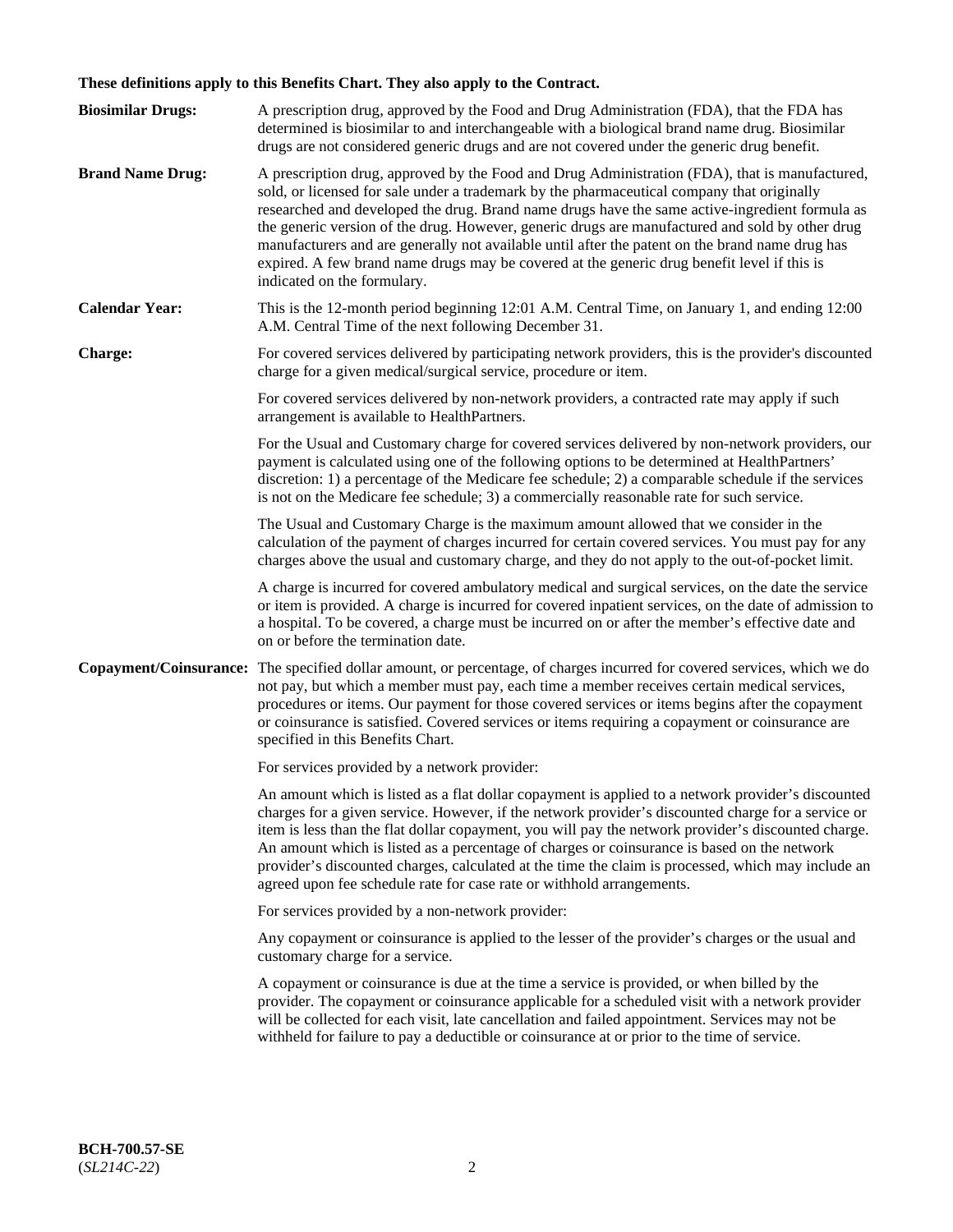**These definitions apply to this Benefits Chart. They also apply to the Contract.**

| | |
|---|---|
| **Biosimilar Drugs:** | A prescription drug, approved by the Food and Drug Administration (FDA), that the FDA has determined is biosimilar to and interchangeable with a biological brand name drug. Biosimilar drugs are not considered generic drugs and are not covered under the generic drug benefit. |
| **Brand Name Drug:** | A prescription drug, approved by the Food and Drug Administration (FDA), that is manufactured, sold, or licensed for sale under a trademark by the pharmaceutical company that originally researched and developed the drug. Brand name drugs have the same active-ingredient formula as the generic version of the drug. However, generic drugs are manufactured and sold by other drug manufacturers and are generally not available until after the patent on the brand name drug has expired. A few brand name drugs may be covered at the generic drug benefit level if this is indicated on the formulary. |
| **Calendar Year:** | This is the 12-month period beginning 12:01 A.M. Central Time, on January 1, and ending 12:00 A.M. Central Time of the next following December 31. |
| **Charge:** | For covered services delivered by participating network providers, this is the provider's discounted charge for a given medical/surgical service, procedure or item. |
| | For covered services delivered by non-network providers, a contracted rate may apply if such arrangement is available to HealthPartners. |
| | For the Usual and Customary charge for covered services delivered by non-network providers, our payment is calculated using one of the following options to be determined at HealthPartners' discretion: 1) a percentage of the Medicare fee schedule; 2) a comparable schedule if the services is not on the Medicare fee schedule; 3) a commercially reasonable rate for such service. |
| | The Usual and Customary Charge is the maximum amount allowed that we consider in the calculation of the payment of charges incurred for certain covered services. You must pay for any charges above the usual and customary charge, and they do not apply to the out-of-pocket limit. |
| | A charge is incurred for covered ambulatory medical and surgical services, on the date the service or item is provided. A charge is incurred for covered inpatient services, on the date of admission to a hospital. To be covered, a charge must be incurred on or after the member's effective date and on or before the termination date. |
| **Copayment/Coinsurance:** | The specified dollar amount, or percentage, of charges incurred for covered services, which we do not pay, but which a member must pay, each time a member receives certain medical services, procedures or items. Our payment for those covered services or items begins after the copayment or coinsurance is satisfied. Covered services or items requiring a copayment or coinsurance are specified in this Benefits Chart. |
| | For services provided by a network provider: |
| | An amount which is listed as a flat dollar copayment is applied to a network provider's discounted charges for a given service. However, if the network provider's discounted charge for a service or item is less than the flat dollar copayment, you will pay the network provider's discounted charge. An amount which is listed as a percentage of charges or coinsurance is based on the network provider's discounted charges, calculated at the time the claim is processed, which may include an agreed upon fee schedule rate for case rate or withhold arrangements. |
| | For services provided by a non-network provider: |
| | Any copayment or coinsurance is applied to the lesser of the provider's charges or the usual and customary charge for a service. |
| | A copayment or coinsurance is due at the time a service is provided, or when billed by the provider. The copayment or coinsurance applicable for a scheduled visit with a network provider will be collected for each visit, late cancellation and failed appointment. Services may not be withheld for failure to pay a deductible or coinsurance at or prior to the time of service. |

**BCH-700.57-SE**
(*SL214C-22*)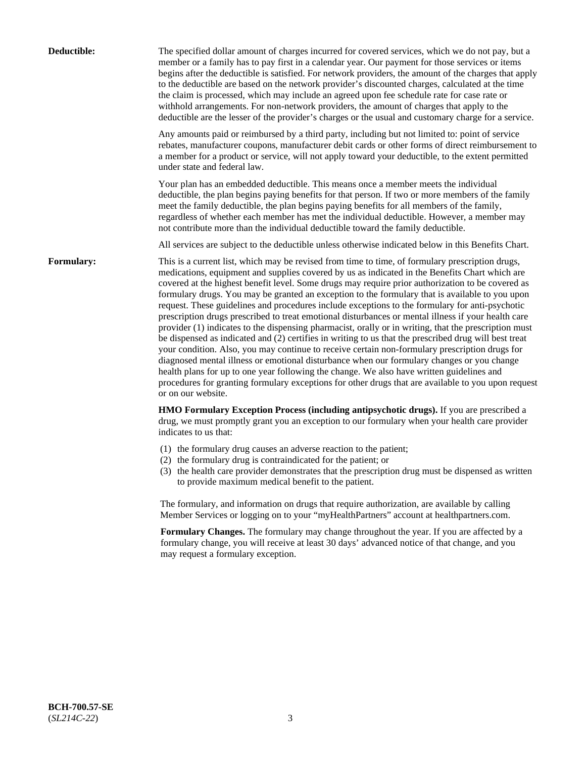**Deductible:** The specified dollar amount of charges incurred for covered services, which we do not pay, but a member or a family has to pay first in a calendar year. Our payment for those services or items begins after the deductible is satisfied. For network providers, the amount of the charges that apply to the deductible are based on the network provider's discounted charges, calculated at the time the claim is processed, which may include an agreed upon fee schedule rate for case rate or withhold arrangements. For non-network providers, the amount of charges that apply to the deductible are the lesser of the provider's charges or the usual and customary charge for a service.

Any amounts paid or reimbursed by a third party, including but not limited to: point of service rebates, manufacturer coupons, manufacturer debit cards or other forms of direct reimbursement to a member for a product or service, will not apply toward your deductible, to the extent permitted under state and federal law.

Your plan has an embedded deductible. This means once a member meets the individual deductible, the plan begins paying benefits for that person. If two or more members of the family meet the family deductible, the plan begins paying benefits for all members of the family, regardless of whether each member has met the individual deductible. However, a member may not contribute more than the individual deductible toward the family deductible.

All services are subject to the deductible unless otherwise indicated below in this Benefits Chart.

**Formulary:** This is a current list, which may be revised from time to time, of formulary prescription drugs, medications, equipment and supplies covered by us as indicated in the Benefits Chart which are covered at the highest benefit level. Some drugs may require prior authorization to be covered as formulary drugs. You may be granted an exception to the formulary that is available to you upon request. These guidelines and procedures include exceptions to the formulary for anti-psychotic prescription drugs prescribed to treat emotional disturbances or mental illness if your health care provider (1) indicates to the dispensing pharmacist, orally or in writing, that the prescription must be dispensed as indicated and (2) certifies in writing to us that the prescribed drug will best treat your condition. Also, you may continue to receive certain non-formulary prescription drugs for diagnosed mental illness or emotional disturbance when our formulary changes or you change health plans for up to one year following the change. We also have written guidelines and procedures for granting formulary exceptions for other drugs that are available to you upon request or on our website.

**HMO Formulary Exception Process (including antipsychotic drugs).** If you are prescribed a drug, we must promptly grant you an exception to our formulary when your health care provider indicates to us that:

(1) the formulary drug causes an adverse reaction to the patient;
(2) the formulary drug is contraindicated for the patient; or
(3) the health care provider demonstrates that the prescription drug must be dispensed as written to provide maximum medical benefit to the patient.

The formulary, and information on drugs that require authorization, are available by calling Member Services or logging on to your "myHealthPartners" account at healthpartners.com.

**Formulary Changes.** The formulary may change throughout the year. If you are affected by a formulary change, you will receive at least 30 days' advanced notice of that change, and you may request a formulary exception.

**BCH-700.57-SE**
(*SL214C-22*)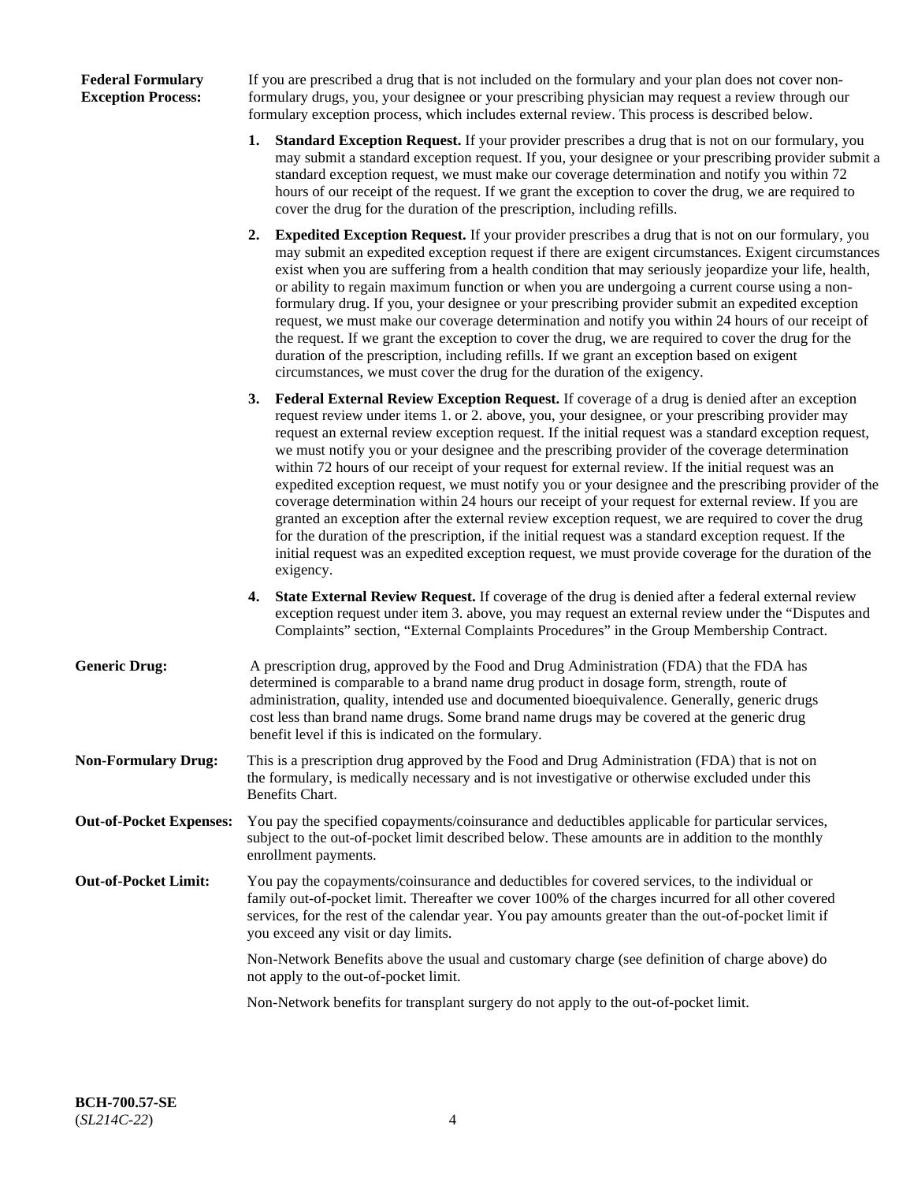**Federal Formulary Exception Process:** If you are prescribed a drug that is not included on the formulary and your plan does not cover non-formulary drugs, you, your designee or your prescribing physician may request a review through our formulary exception process, which includes external review. This process is described below.

1. **Standard Exception Request.** If your provider prescribes a drug that is not on our formulary, you may submit a standard exception request. If you, your designee or your prescribing provider submit a standard exception request, we must make our coverage determination and notify you within 72 hours of our receipt of the request. If we grant the exception to cover the drug, we are required to cover the drug for the duration of the prescription, including refills.

2. **Expedited Exception Request.** If your provider prescribes a drug that is not on our formulary, you may submit an expedited exception request if there are exigent circumstances. Exigent circumstances exist when you are suffering from a health condition that may seriously jeopardize your life, health, or ability to regain maximum function or when you are undergoing a current course using a non-formulary drug. If you, your designee or your prescribing provider submit an expedited exception request, we must make our coverage determination and notify you within 24 hours of our receipt of the request. If we grant the exception to cover the drug, we are required to cover the drug for the duration of the prescription, including refills. If we grant an exception based on exigent circumstances, we must cover the drug for the duration of the exigency.

3. **Federal External Review Exception Request.** If coverage of a drug is denied after an exception request review under items 1. or 2. above, you, your designee, or your prescribing provider may request an external review exception request. If the initial request was a standard exception request, we must notify you or your designee and the prescribing provider of the coverage determination within 72 hours of our receipt of your request for external review. If the initial request was an expedited exception request, we must notify you or your designee and the prescribing provider of the coverage determination within 24 hours our receipt of your request for external review. If you are granted an exception after the external review exception request, we are required to cover the drug for the duration of the prescription, if the initial request was a standard exception request. If the initial request was an expedited exception request, we must provide coverage for the duration of the exigency.

4. **State External Review Request.** If coverage of the drug is denied after a federal external review exception request under item 3. above, you may request an external review under the "Disputes and Complaints" section, "External Complaints Procedures" in the Group Membership Contract.

**Generic Drug:** A prescription drug, approved by the Food and Drug Administration (FDA) that the FDA has determined is comparable to a brand name drug product in dosage form, strength, route of administration, quality, intended use and documented bioequivalence. Generally, generic drugs cost less than brand name drugs. Some brand name drugs may be covered at the generic drug benefit level if this is indicated on the formulary.

**Non-Formulary Drug:** This is a prescription drug approved by the Food and Drug Administration (FDA) that is not on the formulary, is medically necessary and is not investigative or otherwise excluded under this Benefits Chart.

**Out-of-Pocket Expenses:** You pay the specified copayments/coinsurance and deductibles applicable for particular services, subject to the out-of-pocket limit described below. These amounts are in addition to the monthly enrollment payments.

**Out-of-Pocket Limit:** You pay the copayments/coinsurance and deductibles for covered services, to the individual or family out-of-pocket limit. Thereafter we cover 100% of the charges incurred for all other covered services, for the rest of the calendar year. You pay amounts greater than the out-of-pocket limit if you exceed any visit or day limits.

Non-Network Benefits above the usual and customary charge (see definition of charge above) do not apply to the out-of-pocket limit.

Non-Network benefits for transplant surgery do not apply to the out-of-pocket limit.

**BCH-700.57-SE**
(*SL214C-22*)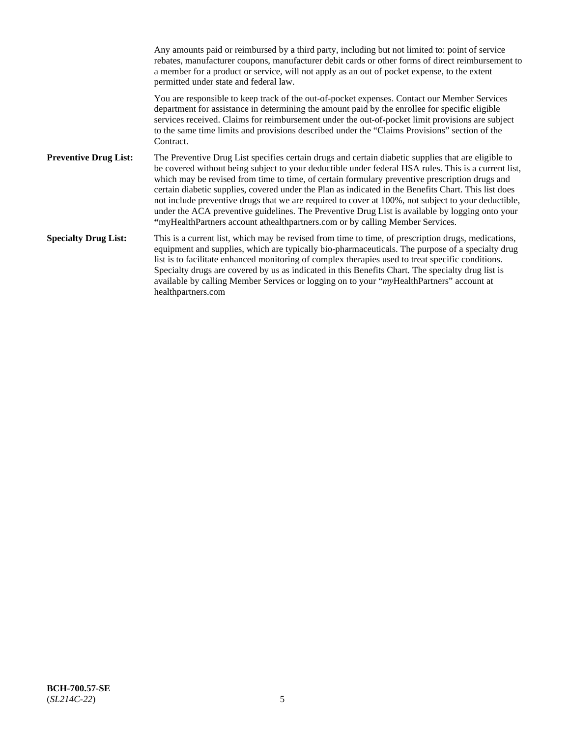Any amounts paid or reimbursed by a third party, including but not limited to: point of service rebates, manufacturer coupons, manufacturer debit cards or other forms of direct reimbursement to a member for a product or service, will not apply as an out of pocket expense, to the extent permitted under state and federal law.

You are responsible to keep track of the out-of-pocket expenses. Contact our Member Services department for assistance in determining the amount paid by the enrollee for specific eligible services received. Claims for reimbursement under the out-of-pocket limit provisions are subject to the same time limits and provisions described under the "Claims Provisions" section of the Contract.

**Preventive Drug List:** The Preventive Drug List specifies certain drugs and certain diabetic supplies that are eligible to be covered without being subject to your deductible under federal HSA rules. This is a current list, which may be revised from time to time, of certain formulary preventive prescription drugs and certain diabetic supplies, covered under the Plan as indicated in the Benefits Chart. This list does not include preventive drugs that we are required to cover at 100%, not subject to your deductible, under the ACA preventive guidelines. The Preventive Drug List is available by logging onto your **"**myHealthPartners account athealthpartners.com or by calling Member Services.

**Specialty Drug List:** This is a current list, which may be revised from time to time, of prescription drugs, medications, equipment and supplies, which are typically bio-pharmaceuticals. The purpose of a specialty drug list is to facilitate enhanced monitoring of complex therapies used to treat specific conditions. Specialty drugs are covered by us as indicated in this Benefits Chart. The specialty drug list is available by calling Member Services or logging on to your "*my*HealthPartners" account at healthpartners.com

**BCH-700.57-SE**
(*SL214C-22*)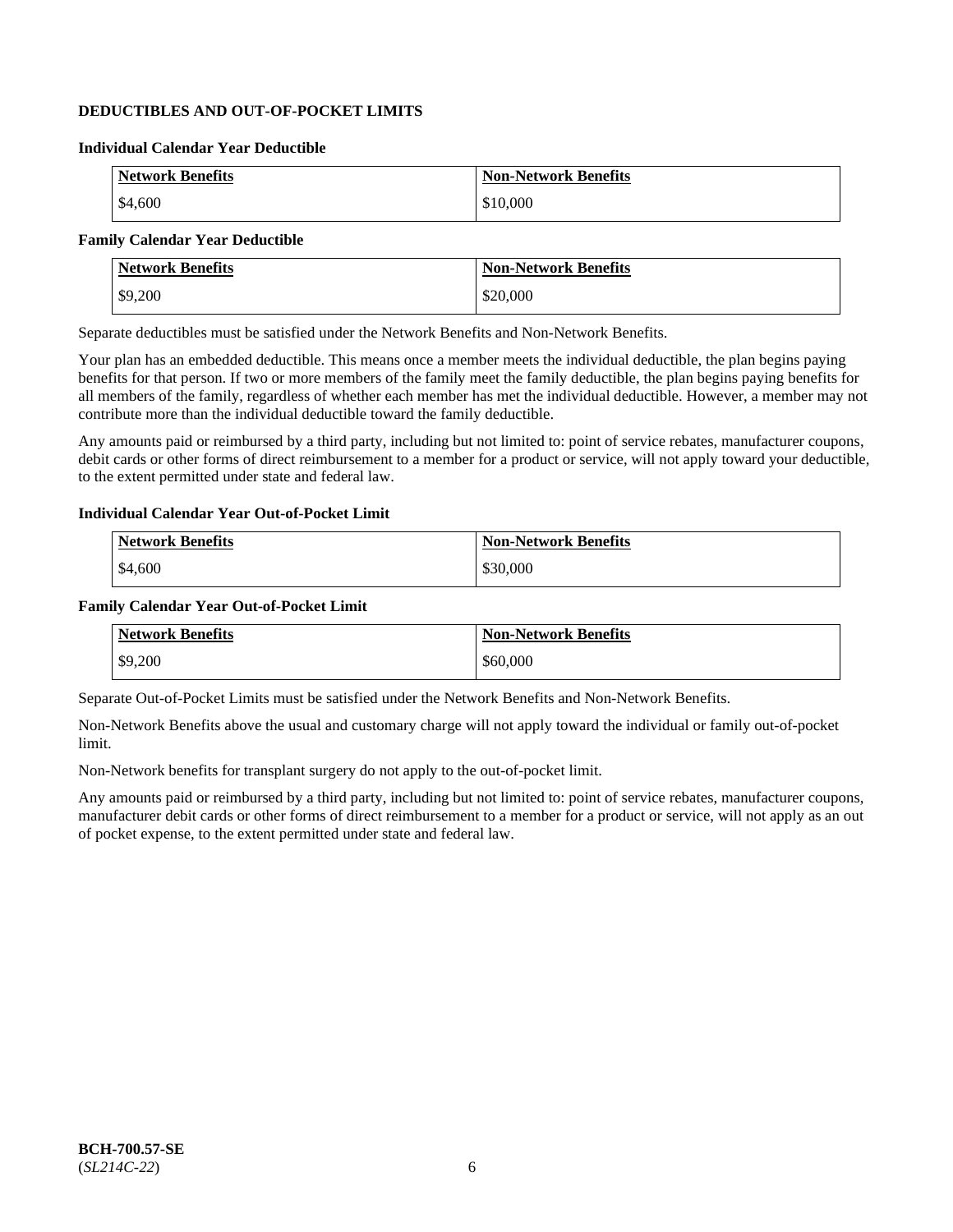**DEDUCTIBLES AND OUT-OF-POCKET LIMITS**

**Individual Calendar Year Deductible**

| Network Benefits | Non-Network Benefits |
|---|---|
| $4,600 | $10,000 |

**Family Calendar Year Deductible**

| Network Benefits | Non-Network Benefits |
|---|---|
| $9,200 | $20,000 |

Separate deductibles must be satisfied under the Network Benefits and Non-Network Benefits.

Your plan has an embedded deductible. This means once a member meets the individual deductible, the plan begins paying benefits for that person. If two or more members of the family meet the family deductible, the plan begins paying benefits for all members of the family, regardless of whether each member has met the individual deductible. However, a member may not contribute more than the individual deductible toward the family deductible.

Any amounts paid or reimbursed by a third party, including but not limited to: point of service rebates, manufacturer coupons, debit cards or other forms of direct reimbursement to a member for a product or service, will not apply toward your deductible, to the extent permitted under state and federal law.

**Individual Calendar Year Out-of-Pocket Limit**

| Network Benefits | Non-Network Benefits |
|---|---|
| $4,600 | $30,000 |

**Family Calendar Year Out-of-Pocket Limit**

| Network Benefits | Non-Network Benefits |
|---|---|
| $9,200 | $60,000 |

Separate Out-of-Pocket Limits must be satisfied under the Network Benefits and Non-Network Benefits.

Non-Network Benefits above the usual and customary charge will not apply toward the individual or family out-of-pocket limit.

Non-Network benefits for transplant surgery do not apply to the out-of-pocket limit.

Any amounts paid or reimbursed by a third party, including but not limited to: point of service rebates, manufacturer coupons, manufacturer debit cards or other forms of direct reimbursement to a member for a product or service, will not apply as an out of pocket expense, to the extent permitted under state and federal law.

**BCH-700.57-SE**
(*SL214C-22*)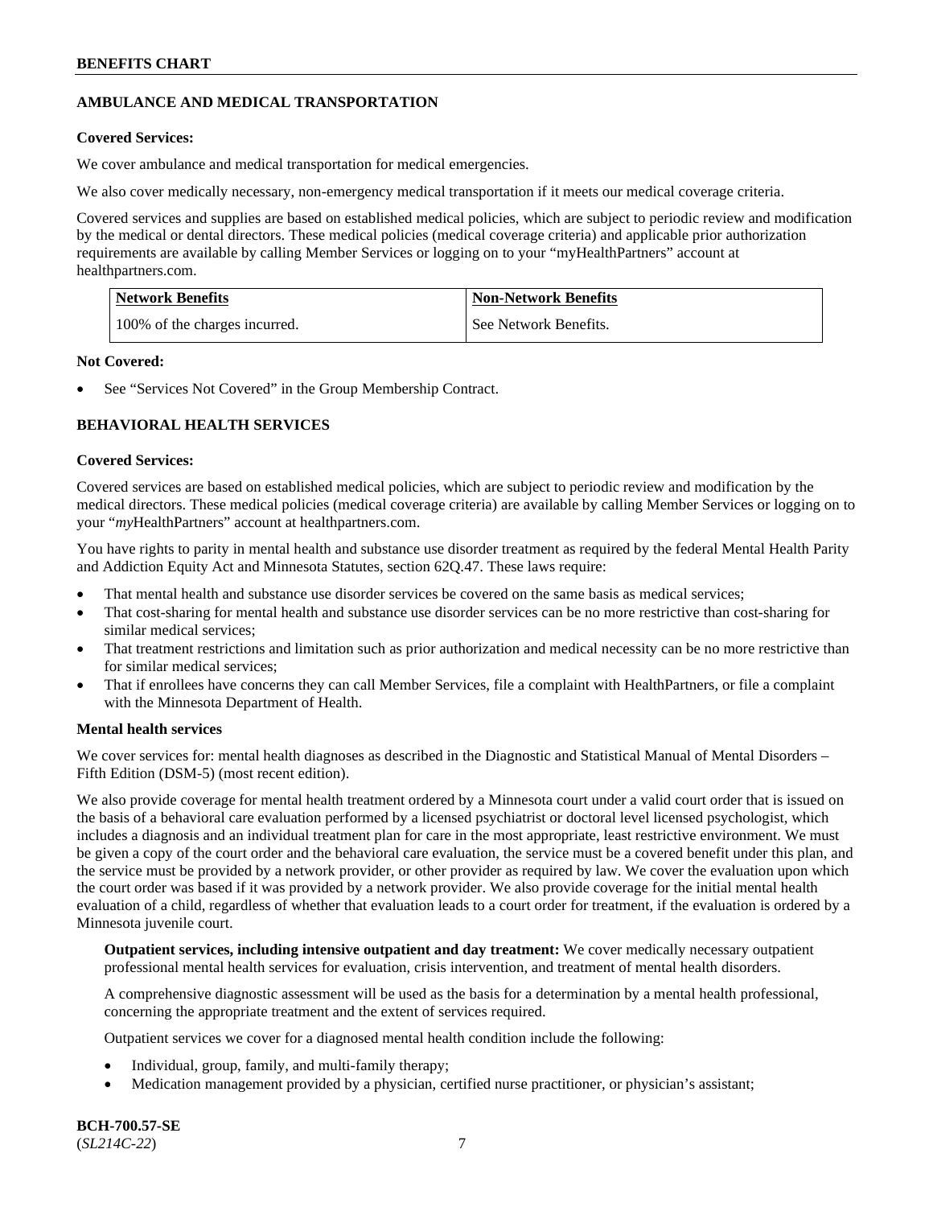## AMBULANCE AND MEDICAL TRANSPORTATION

**Covered Services:**

We cover ambulance and medical transportation for medical emergencies.

We also cover medically necessary, non-emergency medical transportation if it meets our medical coverage criteria.

Covered services and supplies are based on established medical policies, which are subject to periodic review and modification by the medical or dental directors. These medical policies (medical coverage criteria) and applicable prior authorization requirements are available by calling Member Services or logging on to your "myHealthPartners" account at healthpartners.com.

| Network Benefits | Non-Network Benefits |
|---|---|
| 100% of the charges incurred. | See Network Benefits. |

**Not Covered:**

- See "Services Not Covered" in the Group Membership Contract.

## BEHAVIORAL HEALTH SERVICES

**Covered Services:**

Covered services are based on established medical policies, which are subject to periodic review and modification by the medical directors. These medical policies (medical coverage criteria) are available by calling Member Services or logging on to your "*my*HealthPartners" account at healthpartners.com.

You have rights to parity in mental health and substance use disorder treatment as required by the federal Mental Health Parity and Addiction Equity Act and Minnesota Statutes, section 62Q.47. These laws require:

- That mental health and substance use disorder services be covered on the same basis as medical services;
- That cost-sharing for mental health and substance use disorder services can be no more restrictive than cost-sharing for similar medical services;
- That treatment restrictions and limitation such as prior authorization and medical necessity can be no more restrictive than for similar medical services;
- That if enrollees have concerns they can call Member Services, file a complaint with HealthPartners, or file a complaint with the Minnesota Department of Health.

**Mental health services**

We cover services for: mental health diagnoses as described in the Diagnostic and Statistical Manual of Mental Disorders – Fifth Edition (DSM-5) (most recent edition).

We also provide coverage for mental health treatment ordered by a Minnesota court under a valid court order that is issued on the basis of a behavioral care evaluation performed by a licensed psychiatrist or doctoral level licensed psychologist, which includes a diagnosis and an individual treatment plan for care in the most appropriate, least restrictive environment. We must be given a copy of the court order and the behavioral care evaluation, the service must be a covered benefit under this plan, and the service must be provided by a network provider, or other provider as required by law. We cover the evaluation upon which the court order was based if it was provided by a network provider. We also provide coverage for the initial mental health evaluation of a child, regardless of whether that evaluation leads to a court order for treatment, if the evaluation is ordered by a Minnesota juvenile court.

**Outpatient services, including intensive outpatient and day treatment:** We cover medically necessary outpatient professional mental health services for evaluation, crisis intervention, and treatment of mental health disorders.

A comprehensive diagnostic assessment will be used as the basis for a determination by a mental health professional, concerning the appropriate treatment and the extent of services required.

Outpatient services we cover for a diagnosed mental health condition include the following:

- Individual, group, family, and multi-family therapy;
- Medication management provided by a physician, certified nurse practitioner, or physician's assistant;

**BCH-700.57-SE**
(*SL214C-22*)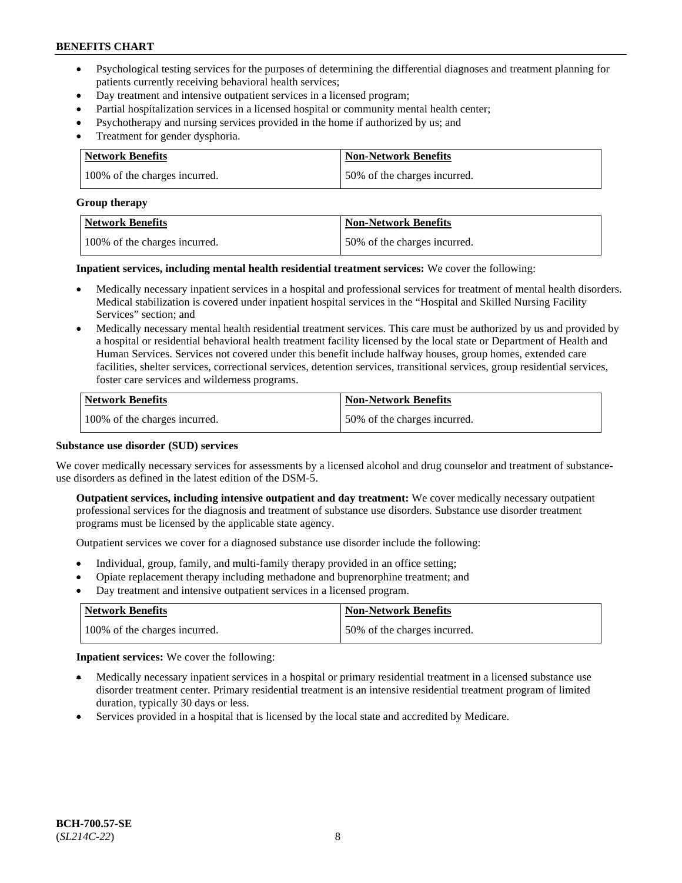- Psychological testing services for the purposes of determining the differential diagnoses and treatment planning for patients currently receiving behavioral health services;
- Day treatment and intensive outpatient services in a licensed program;
- Partial hospitalization services in a licensed hospital or community mental health center;
- Psychotherapy and nursing services provided in the home if authorized by us; and
- Treatment for gender dysphoria.

| Network Benefits | Non-Network Benefits |
|---|---|
| 100% of the charges incurred. | 50% of the charges incurred. |

**Group therapy**

| Network Benefits | Non-Network Benefits |
|---|---|
| 100% of the charges incurred. | 50% of the charges incurred. |

**Inpatient services, including mental health residential treatment services:** We cover the following:

- Medically necessary inpatient services in a hospital and professional services for treatment of mental health disorders. Medical stabilization is covered under inpatient hospital services in the "Hospital and Skilled Nursing Facility Services" section; and
- Medically necessary mental health residential treatment services. This care must be authorized by us and provided by a hospital or residential behavioral health treatment facility licensed by the local state or Department of Health and Human Services. Services not covered under this benefit include halfway houses, group homes, extended care facilities, shelter services, correctional services, detention services, transitional services, group residential services, foster care services and wilderness programs.

| Network Benefits | Non-Network Benefits |
|---|---|
| 100% of the charges incurred. | 50% of the charges incurred. |

**Substance use disorder (SUD) services**

We cover medically necessary services for assessments by a licensed alcohol and drug counselor and treatment of substance-use disorders as defined in the latest edition of the DSM-5.

**Outpatient services, including intensive outpatient and day treatment:** We cover medically necessary outpatient professional services for the diagnosis and treatment of substance use disorders. Substance use disorder treatment programs must be licensed by the applicable state agency.

Outpatient services we cover for a diagnosed substance use disorder include the following:

- Individual, group, family, and multi-family therapy provided in an office setting;
- Opiate replacement therapy including methadone and buprenorphine treatment; and
- Day treatment and intensive outpatient services in a licensed program.

| Network Benefits | Non-Network Benefits |
|---|---|
| 100% of the charges incurred. | 50% of the charges incurred. |

**Inpatient services:** We cover the following:

- Medically necessary inpatient services in a hospital or primary residential treatment in a licensed substance use disorder treatment center. Primary residential treatment is an intensive residential treatment program of limited duration, typically 30 days or less.
- Services provided in a hospital that is licensed by the local state and accredited by Medicare.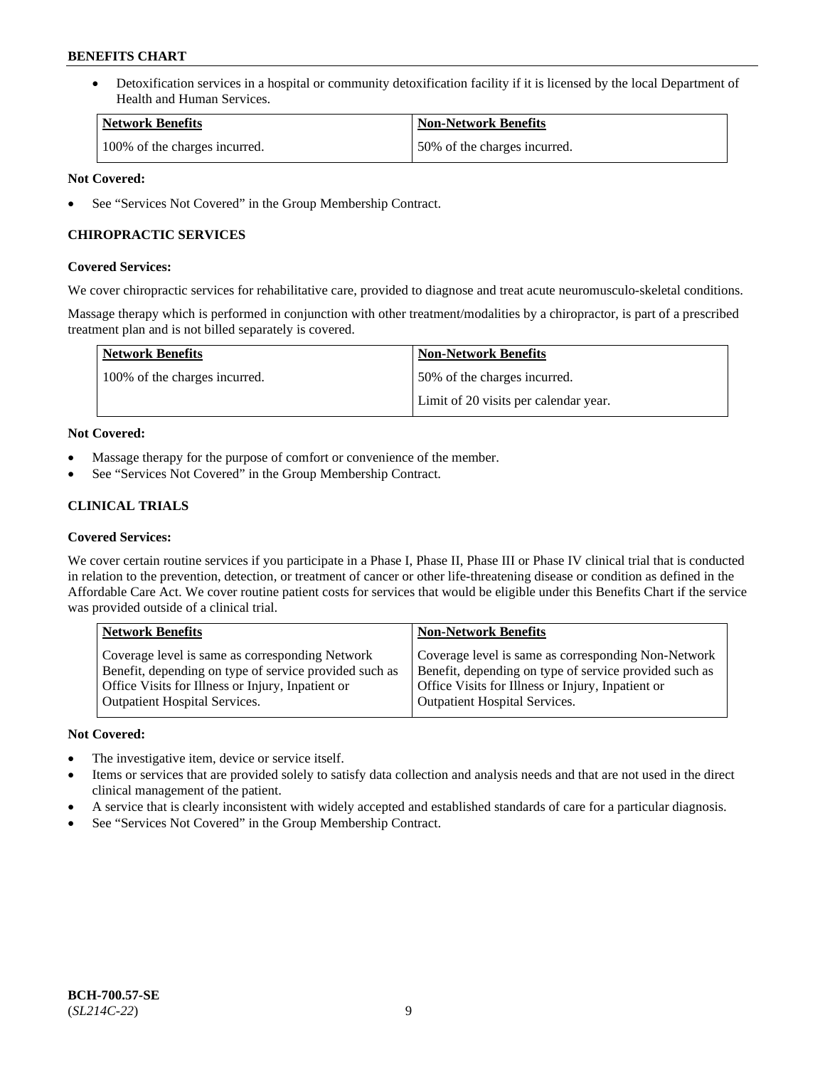- Detoxification services in a hospital or community detoxification facility if it is licensed by the local Department of Health and Human Services.

| Network Benefits | Non-Network Benefits |
| --- | --- |
| 100% of the charges incurred. | 50% of the charges incurred. |

**Not Covered:**

- See "Services Not Covered" in the Group Membership Contract.

### CHIROPRACTIC SERVICES

**Covered Services:**

We cover chiropractic services for rehabilitative care, provided to diagnose and treat acute neuromusculo-skeletal conditions.

Massage therapy which is performed in conjunction with other treatment/modalities by a chiropractor, is part of a prescribed treatment plan and is not billed separately is covered.

| Network Benefits | Non-Network Benefits |
| --- | --- |
| 100% of the charges incurred. | 50% of the charges incurred.<br>Limit of 20 visits per calendar year. |

**Not Covered:**

- Massage therapy for the purpose of comfort or convenience of the member.
- See "Services Not Covered" in the Group Membership Contract.

### CLINICAL TRIALS

**Covered Services:**

We cover certain routine services if you participate in a Phase I, Phase II, Phase III or Phase IV clinical trial that is conducted in relation to the prevention, detection, or treatment of cancer or other life-threatening disease or condition as defined in the Affordable Care Act. We cover routine patient costs for services that would be eligible under this Benefits Chart if the service was provided outside of a clinical trial.

| Network Benefits | Non-Network Benefits |
| --- | --- |
| Coverage level is same as corresponding Network Benefit, depending on type of service provided such as Office Visits for Illness or Injury, Inpatient or Outpatient Hospital Services. | Coverage level is same as corresponding Non-Network Benefit, depending on type of service provided such as Office Visits for Illness or Injury, Inpatient or Outpatient Hospital Services. |

**Not Covered:**

- The investigative item, device or service itself.
- Items or services that are provided solely to satisfy data collection and analysis needs and that are not used in the direct clinical management of the patient.
- A service that is clearly inconsistent with widely accepted and established standards of care for a particular diagnosis.
- See "Services Not Covered" in the Group Membership Contract.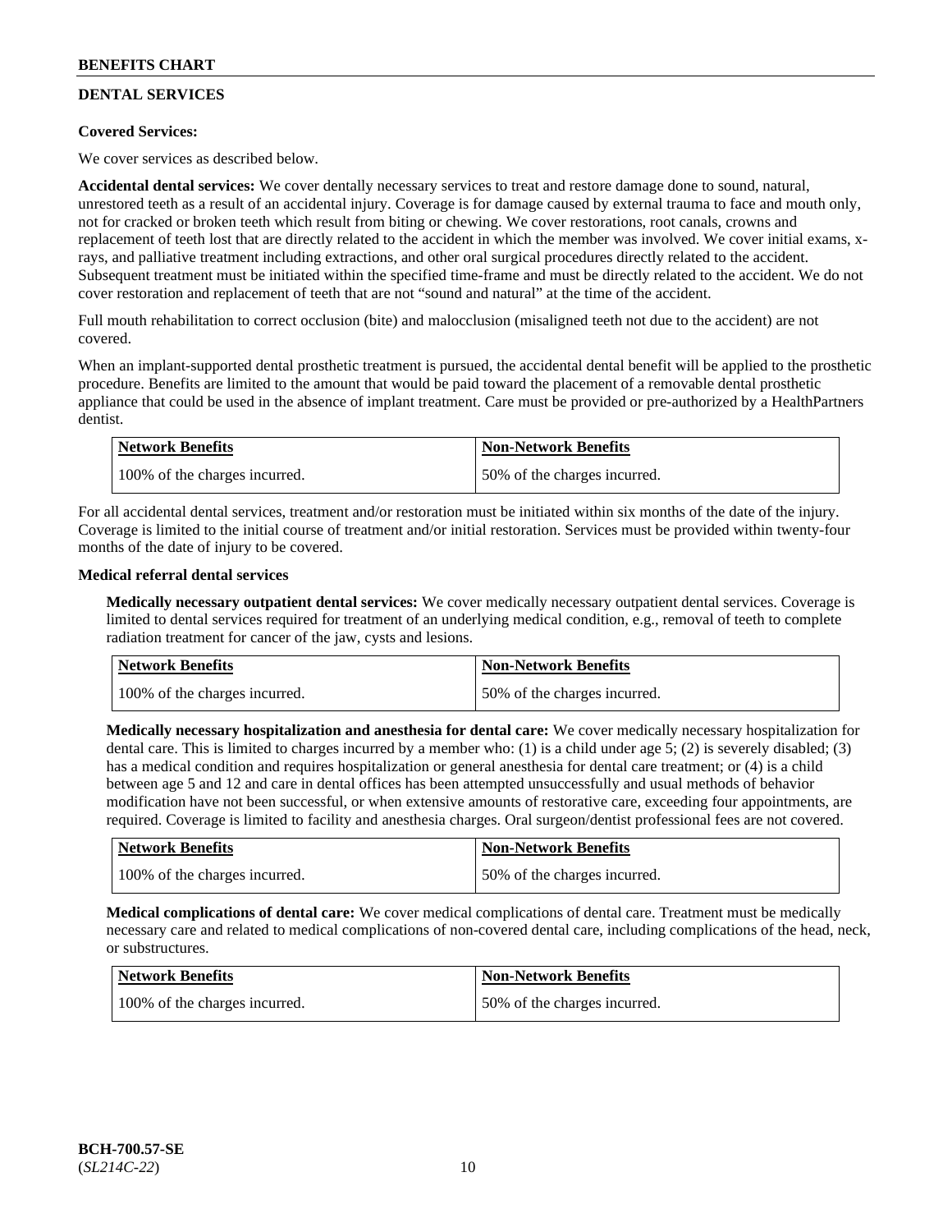## DENTAL SERVICES

**Covered Services:**

We cover services as described below.

**Accidental dental services:** We cover dentally necessary services to treat and restore damage done to sound, natural, unrestored teeth as a result of an accidental injury. Coverage is for damage caused by external trauma to face and mouth only, not for cracked or broken teeth which result from biting or chewing. We cover restorations, root canals, crowns and replacement of teeth lost that are directly related to the accident in which the member was involved. We cover initial exams, x-rays, and palliative treatment including extractions, and other oral surgical procedures directly related to the accident. Subsequent treatment must be initiated within the specified time-frame and must be directly related to the accident. We do not cover restoration and replacement of teeth that are not "sound and natural" at the time of the accident.

Full mouth rehabilitation to correct occlusion (bite) and malocclusion (misaligned teeth not due to the accident) are not covered.

When an implant-supported dental prosthetic treatment is pursued, the accidental dental benefit will be applied to the prosthetic procedure. Benefits are limited to the amount that would be paid toward the placement of a removable dental prosthetic appliance that could be used in the absence of implant treatment. Care must be provided or pre-authorized by a HealthPartners dentist.

| Network Benefits | Non-Network Benefits |
|---|---|
| 100% of the charges incurred. | 50% of the charges incurred. |

For all accidental dental services, treatment and/or restoration must be initiated within six months of the date of the injury. Coverage is limited to the initial course of treatment and/or initial restoration. Services must be provided within twenty-four months of the date of injury to be covered.

**Medical referral dental services**

**Medically necessary outpatient dental services:** We cover medically necessary outpatient dental services. Coverage is limited to dental services required for treatment of an underlying medical condition, e.g., removal of teeth to complete radiation treatment for cancer of the jaw, cysts and lesions.

| Network Benefits | Non-Network Benefits |
|---|---|
| 100% of the charges incurred. | 50% of the charges incurred. |

**Medically necessary hospitalization and anesthesia for dental care:** We cover medically necessary hospitalization for dental care. This is limited to charges incurred by a member who: (1) is a child under age 5; (2) is severely disabled; (3) has a medical condition and requires hospitalization or general anesthesia for dental care treatment; or (4) is a child between age 5 and 12 and care in dental offices has been attempted unsuccessfully and usual methods of behavior modification have not been successful, or when extensive amounts of restorative care, exceeding four appointments, are required. Coverage is limited to facility and anesthesia charges. Oral surgeon/dentist professional fees are not covered.

| Network Benefits | Non-Network Benefits |
|---|---|
| 100% of the charges incurred. | 50% of the charges incurred. |

**Medical complications of dental care:** We cover medical complications of dental care. Treatment must be medically necessary care and related to medical complications of non-covered dental care, including complications of the head, neck, or substructures.

| Network Benefits | Non-Network Benefits |
|---|---|
| 100% of the charges incurred. | 50% of the charges incurred. |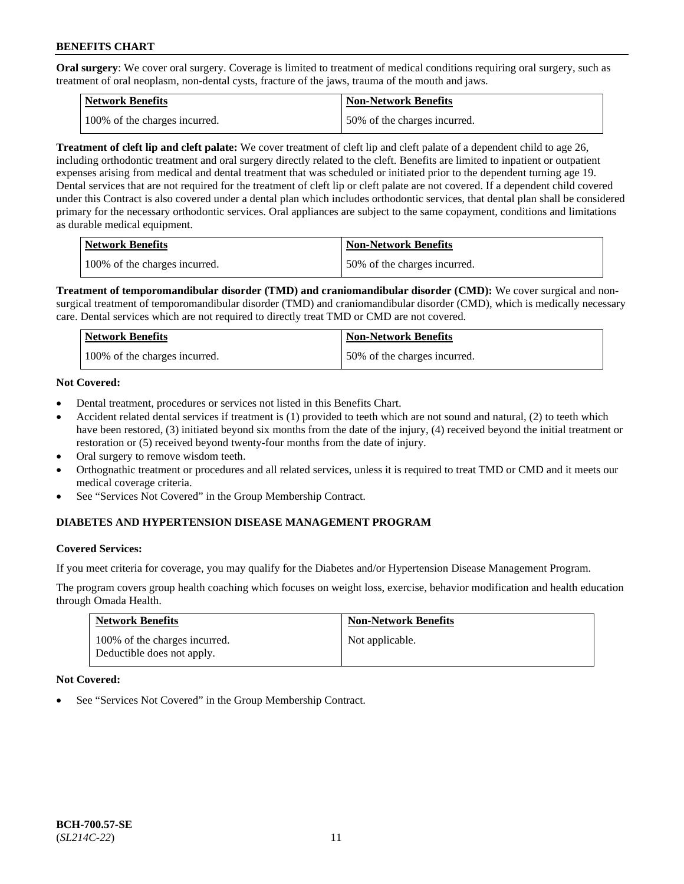**Oral surgery**: We cover oral surgery. Coverage is limited to treatment of medical conditions requiring oral surgery, such as treatment of oral neoplasm, non-dental cysts, fracture of the jaws, trauma of the mouth and jaws.

| Network Benefits | Non-Network Benefits |
|---|---|
| 100% of the charges incurred. | 50% of the charges incurred. |

**Treatment of cleft lip and cleft palate:** We cover treatment of cleft lip and cleft palate of a dependent child to age 26, including orthodontic treatment and oral surgery directly related to the cleft. Benefits are limited to inpatient or outpatient expenses arising from medical and dental treatment that was scheduled or initiated prior to the dependent turning age 19. Dental services that are not required for the treatment of cleft lip or cleft palate are not covered. If a dependent child covered under this Contract is also covered under a dental plan which includes orthodontic services, that dental plan shall be considered primary for the necessary orthodontic services. Oral appliances are subject to the same copayment, conditions and limitations as durable medical equipment.

| Network Benefits | Non-Network Benefits |
|---|---|
| 100% of the charges incurred. | 50% of the charges incurred. |

**Treatment of temporomandibular disorder (TMD) and craniomandibular disorder (CMD):** We cover surgical and non-surgical treatment of temporomandibular disorder (TMD) and craniomandibular disorder (CMD), which is medically necessary care. Dental services which are not required to directly treat TMD or CMD are not covered.

| Network Benefits | Non-Network Benefits |
|---|---|
| 100% of the charges incurred. | 50% of the charges incurred. |

**Not Covered:**

- Dental treatment, procedures or services not listed in this Benefits Chart.
- Accident related dental services if treatment is (1) provided to teeth which are not sound and natural, (2) to teeth which have been restored, (3) initiated beyond six months from the date of the injury, (4) received beyond the initial treatment or restoration or (5) received beyond twenty-four months from the date of injury.
- Oral surgery to remove wisdom teeth.
- Orthognathic treatment or procedures and all related services, unless it is required to treat TMD or CMD and it meets our medical coverage criteria.
- See "Services Not Covered" in the Group Membership Contract.

## DIABETES AND HYPERTENSION DISEASE MANAGEMENT PROGRAM

**Covered Services:**

If you meet criteria for coverage, you may qualify for the Diabetes and/or Hypertension Disease Management Program.

The program covers group health coaching which focuses on weight loss, exercise, behavior modification and health education through Omada Health.

| Network Benefits | Non-Network Benefits |
|---|---|
| 100% of the charges incurred. Deductible does not apply. | Not applicable. |

**Not Covered:**

- See "Services Not Covered" in the Group Membership Contract.

**BCH-700.57-SE**
(*SL214C-22*)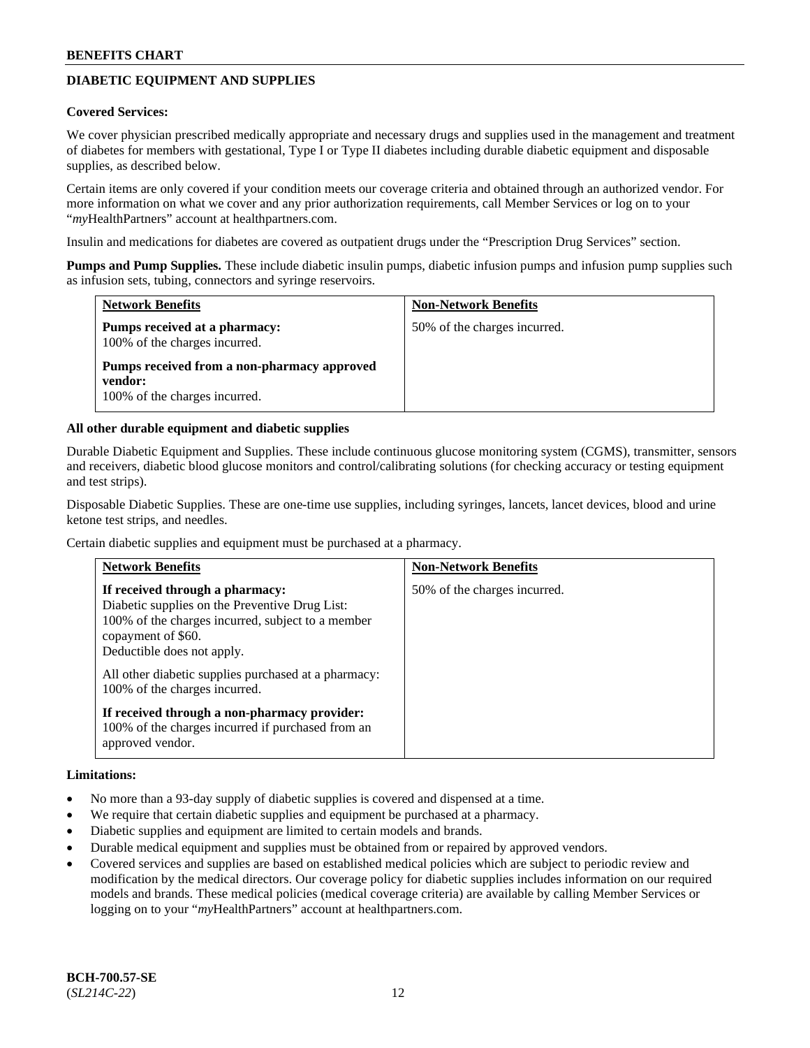## DIABETIC EQUIPMENT AND SUPPLIES

**Covered Services:**

We cover physician prescribed medically appropriate and necessary drugs and supplies used in the management and treatment of diabetes for members with gestational, Type I or Type II diabetes including durable diabetic equipment and disposable supplies, as described below.

Certain items are only covered if your condition meets our coverage criteria and obtained through an authorized vendor. For more information on what we cover and any prior authorization requirements, call Member Services or log on to your "*my*HealthPartners" account at healthpartners.com.

Insulin and medications for diabetes are covered as outpatient drugs under the "Prescription Drug Services" section.

**Pumps and Pump Supplies.** These include diabetic insulin pumps, diabetic infusion pumps and infusion pump supplies such as infusion sets, tubing, connectors and syringe reservoirs.

| Network Benefits | Non-Network Benefits |
|---|---|
| **Pumps received at a pharmacy:**<br>100% of the charges incurred.<br><br>**Pumps received from a non-pharmacy approved vendor:**<br>100% of the charges incurred. | 50% of the charges incurred. |

**All other durable equipment and diabetic supplies**

Durable Diabetic Equipment and Supplies. These include continuous glucose monitoring system (CGMS), transmitter, sensors and receivers, diabetic blood glucose monitors and control/calibrating solutions (for checking accuracy or testing equipment and test strips).

Disposable Diabetic Supplies. These are one-time use supplies, including syringes, lancets, lancet devices, blood and urine ketone test strips, and needles.

Certain diabetic supplies and equipment must be purchased at a pharmacy.

| Network Benefits | Non-Network Benefits |
|---|---|
| **If received through a pharmacy:**<br>Diabetic supplies on the Preventive Drug List:<br>100% of the charges incurred, subject to a member copayment of $60.<br>Deductible does not apply.<br><br>All other diabetic supplies purchased at a pharmacy:<br>100% of the charges incurred.<br><br>**If received through a non-pharmacy provider:**<br>100% of the charges incurred if purchased from an approved vendor. | 50% of the charges incurred. |

**Limitations:**

- No more than a 93-day supply of diabetic supplies is covered and dispensed at a time.
- We require that certain diabetic supplies and equipment be purchased at a pharmacy.
- Diabetic supplies and equipment are limited to certain models and brands.
- Durable medical equipment and supplies must be obtained from or repaired by approved vendors.
- Covered services and supplies are based on established medical policies which are subject to periodic review and modification by the medical directors. Our coverage policy for diabetic supplies includes information on our required models and brands. These medical policies (medical coverage criteria) are available by calling Member Services or logging on to your "*my*HealthPartners" account at healthpartners.com.

**BCH-700.57-SE**
(*SL214C-22*)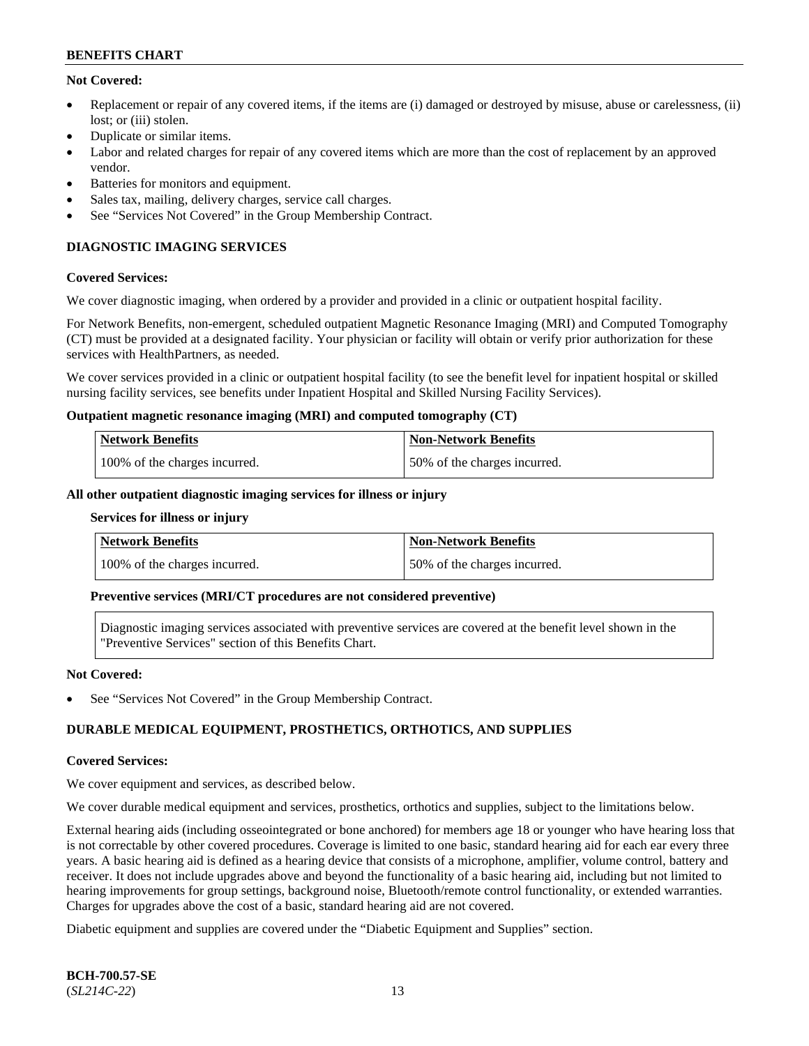**Not Covered:**

- Replacement or repair of any covered items, if the items are (i) damaged or destroyed by misuse, abuse or carelessness, (ii) lost; or (iii) stolen.
- Duplicate or similar items.
- Labor and related charges for repair of any covered items which are more than the cost of replacement by an approved vendor.
- Batteries for monitors and equipment.
- Sales tax, mailing, delivery charges, service call charges.
- See "Services Not Covered" in the Group Membership Contract.

## DIAGNOSTIC IMAGING SERVICES

**Covered Services:**

We cover diagnostic imaging, when ordered by a provider and provided in a clinic or outpatient hospital facility.

For Network Benefits, non-emergent, scheduled outpatient Magnetic Resonance Imaging (MRI) and Computed Tomography (CT) must be provided at a designated facility. Your physician or facility will obtain or verify prior authorization for these services with HealthPartners, as needed.

We cover services provided in a clinic or outpatient hospital facility (to see the benefit level for inpatient hospital or skilled nursing facility services, see benefits under Inpatient Hospital and Skilled Nursing Facility Services).

**Outpatient magnetic resonance imaging (MRI) and computed tomography (CT)**

| Network Benefits | Non-Network Benefits |
|---|---|
| 100% of the charges incurred. | 50% of the charges incurred. |

**All other outpatient diagnostic imaging services for illness or injury**

**Services for illness or injury**

| Network Benefits | Non-Network Benefits |
|---|---|
| 100% of the charges incurred. | 50% of the charges incurred. |

**Preventive services (MRI/CT procedures are not considered preventive)**

Diagnostic imaging services associated with preventive services are covered at the benefit level shown in the "Preventive Services" section of this Benefits Chart.

**Not Covered:**

- See "Services Not Covered" in the Group Membership Contract.

## DURABLE MEDICAL EQUIPMENT, PROSTHETICS, ORTHOTICS, AND SUPPLIES

**Covered Services:**

We cover equipment and services, as described below.

We cover durable medical equipment and services, prosthetics, orthotics and supplies, subject to the limitations below.

External hearing aids (including osseointegrated or bone anchored) for members age 18 or younger who have hearing loss that is not correctable by other covered procedures. Coverage is limited to one basic, standard hearing aid for each ear every three years. A basic hearing aid is defined as a hearing device that consists of a microphone, amplifier, volume control, battery and receiver. It does not include upgrades above and beyond the functionality of a basic hearing aid, including but not limited to hearing improvements for group settings, background noise, Bluetooth/remote control functionality, or extended warranties. Charges for upgrades above the cost of a basic, standard hearing aid are not covered.

Diabetic equipment and supplies are covered under the "Diabetic Equipment and Supplies" section.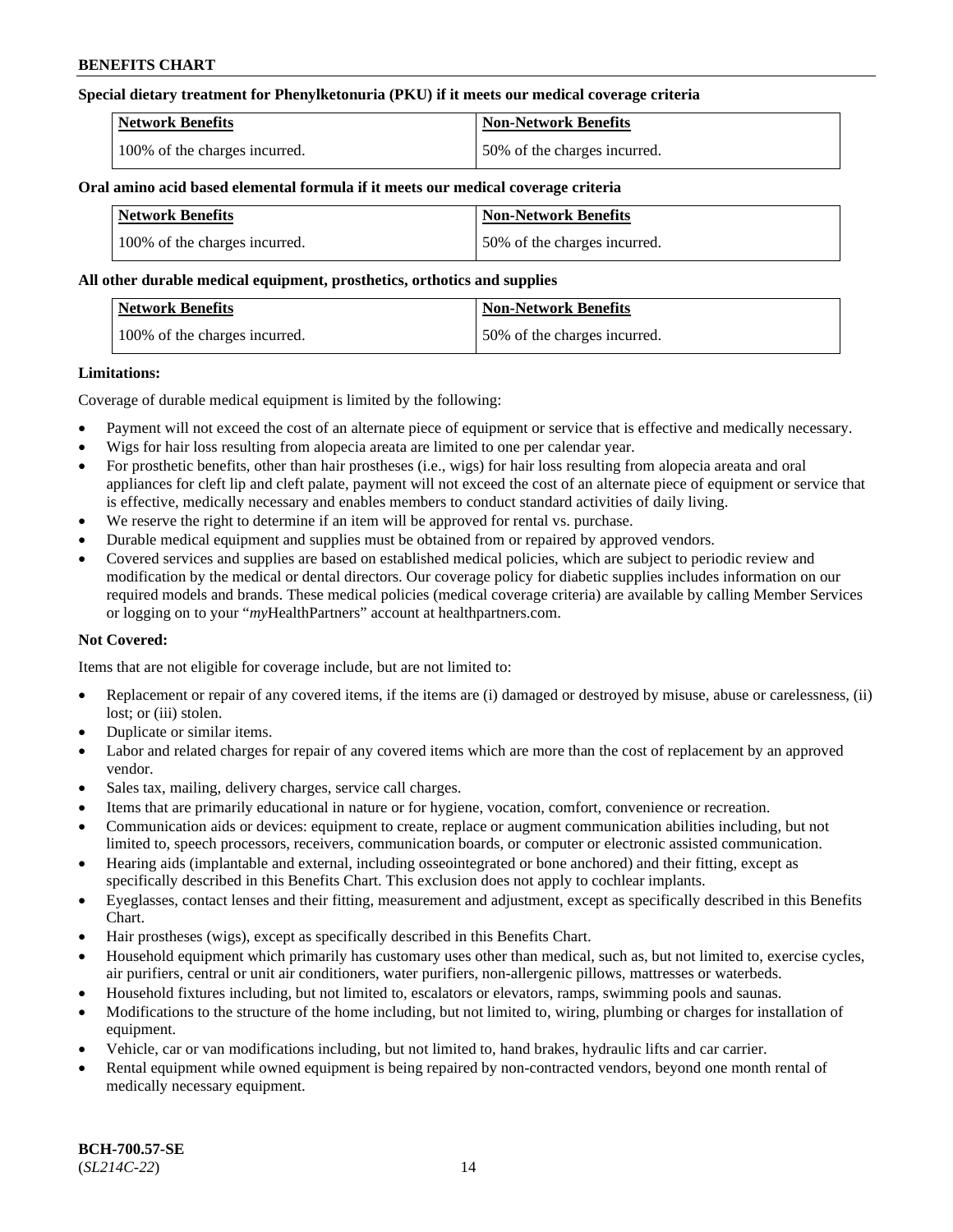**Special dietary treatment for Phenylketonuria (PKU) if it meets our medical coverage criteria**

| Network Benefits | Non-Network Benefits |
|---|---|
| 100% of the charges incurred. | 50% of the charges incurred. |

**Oral amino acid based elemental formula if it meets our medical coverage criteria**

| Network Benefits | Non-Network Benefits |
|---|---|
| 100% of the charges incurred. | 50% of the charges incurred. |

**All other durable medical equipment, prosthetics, orthotics and supplies**

| Network Benefits | Non-Network Benefits |
|---|---|
| 100% of the charges incurred. | 50% of the charges incurred. |

**Limitations:**

Coverage of durable medical equipment is limited by the following:

- Payment will not exceed the cost of an alternate piece of equipment or service that is effective and medically necessary.
- Wigs for hair loss resulting from alopecia areata are limited to one per calendar year.
- For prosthetic benefits, other than hair prostheses (i.e., wigs) for hair loss resulting from alopecia areata and oral appliances for cleft lip and cleft palate, payment will not exceed the cost of an alternate piece of equipment or service that is effective, medically necessary and enables members to conduct standard activities of daily living.
- We reserve the right to determine if an item will be approved for rental vs. purchase.
- Durable medical equipment and supplies must be obtained from or repaired by approved vendors.
- Covered services and supplies are based on established medical policies, which are subject to periodic review and modification by the medical or dental directors. Our coverage policy for diabetic supplies includes information on our required models and brands. These medical policies (medical coverage criteria) are available by calling Member Services or logging on to your "*my*HealthPartners" account at healthpartners.com.

**Not Covered:**

Items that are not eligible for coverage include, but are not limited to:

- Replacement or repair of any covered items, if the items are (i) damaged or destroyed by misuse, abuse or carelessness, (ii) lost; or (iii) stolen.
- Duplicate or similar items.
- Labor and related charges for repair of any covered items which are more than the cost of replacement by an approved vendor.
- Sales tax, mailing, delivery charges, service call charges.
- Items that are primarily educational in nature or for hygiene, vocation, comfort, convenience or recreation.
- Communication aids or devices: equipment to create, replace or augment communication abilities including, but not limited to, speech processors, receivers, communication boards, or computer or electronic assisted communication.
- Hearing aids (implantable and external, including osseointegrated or bone anchored) and their fitting, except as specifically described in this Benefits Chart. This exclusion does not apply to cochlear implants.
- Eyeglasses, contact lenses and their fitting, measurement and adjustment, except as specifically described in this Benefits Chart.
- Hair prostheses (wigs), except as specifically described in this Benefits Chart.
- Household equipment which primarily has customary uses other than medical, such as, but not limited to, exercise cycles, air purifiers, central or unit air conditioners, water purifiers, non-allergenic pillows, mattresses or waterbeds.
- Household fixtures including, but not limited to, escalators or elevators, ramps, swimming pools and saunas.
- Modifications to the structure of the home including, but not limited to, wiring, plumbing or charges for installation of equipment.
- Vehicle, car or van modifications including, but not limited to, hand brakes, hydraulic lifts and car carrier.
- Rental equipment while owned equipment is being repaired by non-contracted vendors, beyond one month rental of medically necessary equipment.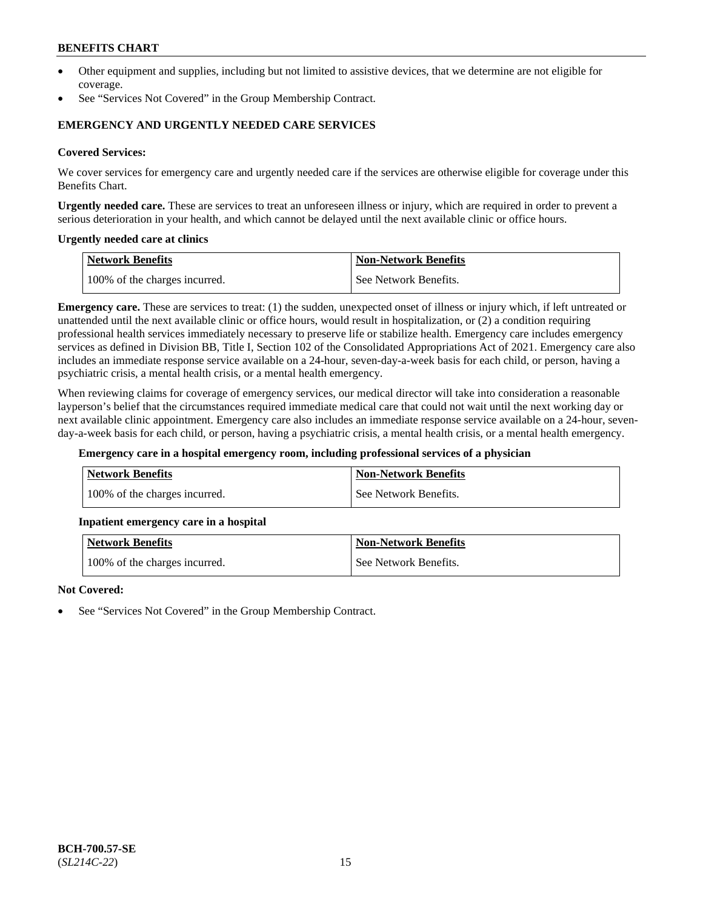- Other equipment and supplies, including but not limited to assistive devices, that we determine are not eligible for coverage.
- See "Services Not Covered" in the Group Membership Contract.

## EMERGENCY AND URGENTLY NEEDED CARE SERVICES

**Covered Services:**

We cover services for emergency care and urgently needed care if the services are otherwise eligible for coverage under this Benefits Chart.

**Urgently needed care.** These are services to treat an unforeseen illness or injury, which are required in order to prevent a serious deterioration in your health, and which cannot be delayed until the next available clinic or office hours.

**Urgently needed care at clinics**

| Network Benefits | Non-Network Benefits |
|---|---|
| 100% of the charges incurred. | See Network Benefits. |

**Emergency care.** These are services to treat: (1) the sudden, unexpected onset of illness or injury which, if left untreated or unattended until the next available clinic or office hours, would result in hospitalization, or (2) a condition requiring professional health services immediately necessary to preserve life or stabilize health. Emergency care includes emergency services as defined in Division BB, Title I, Section 102 of the Consolidated Appropriations Act of 2021. Emergency care also includes an immediate response service available on a 24-hour, seven-day-a-week basis for each child, or person, having a psychiatric crisis, a mental health crisis, or a mental health emergency.

When reviewing claims for coverage of emergency services, our medical director will take into consideration a reasonable layperson's belief that the circumstances required immediate medical care that could not wait until the next working day or next available clinic appointment. Emergency care also includes an immediate response service available on a 24-hour, seven-day-a-week basis for each child, or person, having a psychiatric crisis, a mental health crisis, or a mental health emergency.

**Emergency care in a hospital emergency room, including professional services of a physician**

| Network Benefits | Non-Network Benefits |
|---|---|
| 100% of the charges incurred. | See Network Benefits. |

**Inpatient emergency care in a hospital**

| Network Benefits | Non-Network Benefits |
|---|---|
| 100% of the charges incurred. | See Network Benefits. |

**Not Covered:**

- See "Services Not Covered" in the Group Membership Contract.

BCH-700.57-SE
(*SL214C-22*)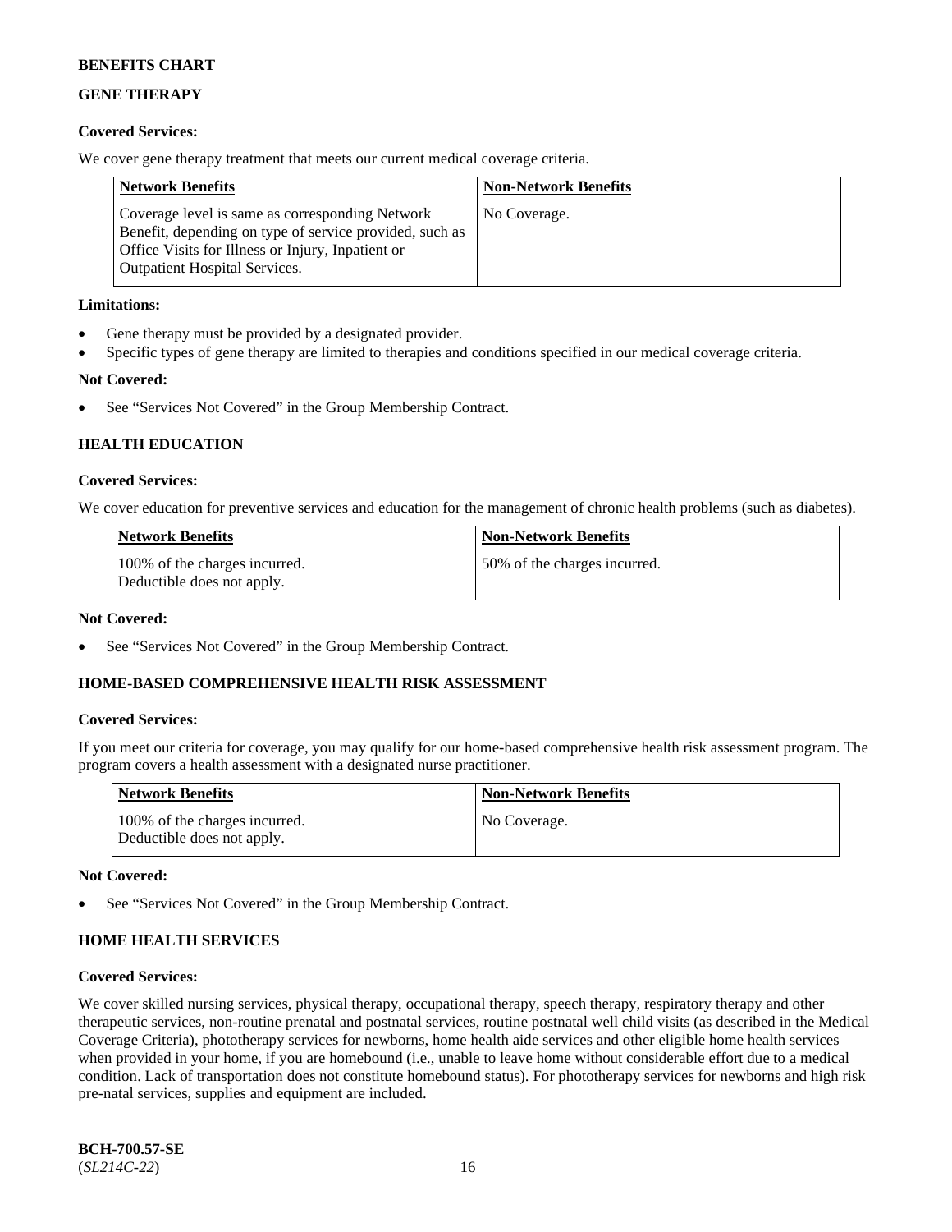## GENE THERAPY

**Covered Services:**

We cover gene therapy treatment that meets our current medical coverage criteria.

| Network Benefits | Non-Network Benefits |
|---|---|
| Coverage level is same as corresponding Network Benefit, depending on type of service provided, such as Office Visits for Illness or Injury, Inpatient or Outpatient Hospital Services. | No Coverage. |

**Limitations:**

- Gene therapy must be provided by a designated provider.
- Specific types of gene therapy are limited to therapies and conditions specified in our medical coverage criteria.

**Not Covered:**

- See "Services Not Covered" in the Group Membership Contract.

## HEALTH EDUCATION

**Covered Services:**

We cover education for preventive services and education for the management of chronic health problems (such as diabetes).

| Network Benefits | Non-Network Benefits |
|---|---|
| 100% of the charges incurred. Deductible does not apply. | 50% of the charges incurred. |

**Not Covered:**

- See "Services Not Covered" in the Group Membership Contract.

## HOME-BASED COMPREHENSIVE HEALTH RISK ASSESSMENT

**Covered Services:**

If you meet our criteria for coverage, you may qualify for our home-based comprehensive health risk assessment program. The program covers a health assessment with a designated nurse practitioner.

| Network Benefits | Non-Network Benefits |
|---|---|
| 100% of the charges incurred. Deductible does not apply. | No Coverage. |

**Not Covered:**

- See "Services Not Covered" in the Group Membership Contract.

## HOME HEALTH SERVICES

**Covered Services:**

We cover skilled nursing services, physical therapy, occupational therapy, speech therapy, respiratory therapy and other therapeutic services, non-routine prenatal and postnatal services, routine postnatal well child visits (as described in the Medical Coverage Criteria), phototherapy services for newborns, home health aide services and other eligible home health services when provided in your home, if you are homebound (i.e., unable to leave home without considerable effort due to a medical condition. Lack of transportation does not constitute homebound status). For phototherapy services for newborns and high risk pre-natal services, supplies and equipment are included.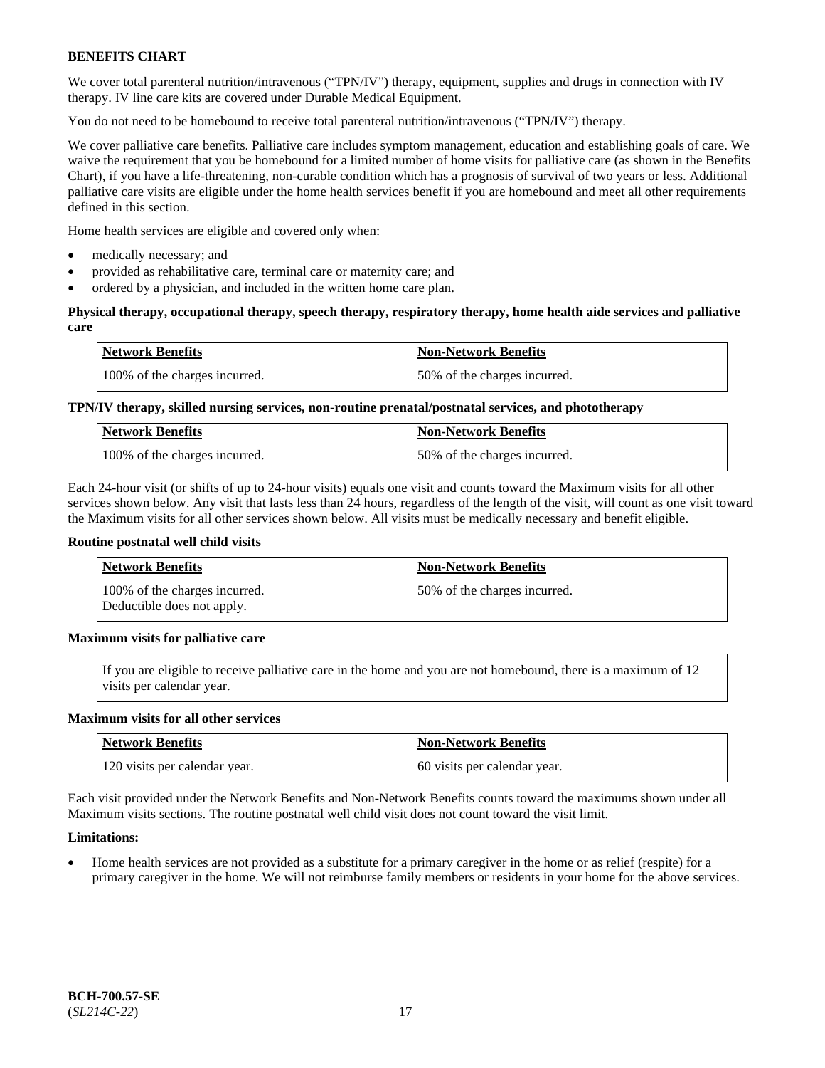We cover total parenteral nutrition/intravenous ("TPN/IV") therapy, equipment, supplies and drugs in connection with IV therapy. IV line care kits are covered under Durable Medical Equipment.

You do not need to be homebound to receive total parenteral nutrition/intravenous ("TPN/IV") therapy.

We cover palliative care benefits. Palliative care includes symptom management, education and establishing goals of care. We waive the requirement that you be homebound for a limited number of home visits for palliative care (as shown in the Benefits Chart), if you have a life-threatening, non-curable condition which has a prognosis of survival of two years or less. Additional palliative care visits are eligible under the home health services benefit if you are homebound and meet all other requirements defined in this section.

Home health services are eligible and covered only when:

- medically necessary; and
- provided as rehabilitative care, terminal care or maternity care; and
- ordered by a physician, and included in the written home care plan.

**Physical therapy, occupational therapy, speech therapy, respiratory therapy, home health aide services and palliative care**

| Network Benefits | Non-Network Benefits |
| --- | --- |
| 100% of the charges incurred. | 50% of the charges incurred. |

**TPN/IV therapy, skilled nursing services, non-routine prenatal/postnatal services, and phototherapy**

| Network Benefits | Non-Network Benefits |
| --- | --- |
| 100% of the charges incurred. | 50% of the charges incurred. |

Each 24-hour visit (or shifts of up to 24-hour visits) equals one visit and counts toward the Maximum visits for all other services shown below. Any visit that lasts less than 24 hours, regardless of the length of the visit, will count as one visit toward the Maximum visits for all other services shown below. All visits must be medically necessary and benefit eligible.

**Routine postnatal well child visits**

| Network Benefits | Non-Network Benefits |
| --- | --- |
| 100% of the charges incurred. Deductible does not apply. | 50% of the charges incurred. |

**Maximum visits for palliative care**

If you are eligible to receive palliative care in the home and you are not homebound, there is a maximum of 12 visits per calendar year.

**Maximum visits for all other services**

| Network Benefits | Non-Network Benefits |
| --- | --- |
| 120 visits per calendar year. | 60 visits per calendar year. |

Each visit provided under the Network Benefits and Non-Network Benefits counts toward the maximums shown under all Maximum visits sections. The routine postnatal well child visit does not count toward the visit limit.

**Limitations:**

- Home health services are not provided as a substitute for a primary caregiver in the home or as relief (respite) for a primary caregiver in the home. We will not reimburse family members or residents in your home for the above services.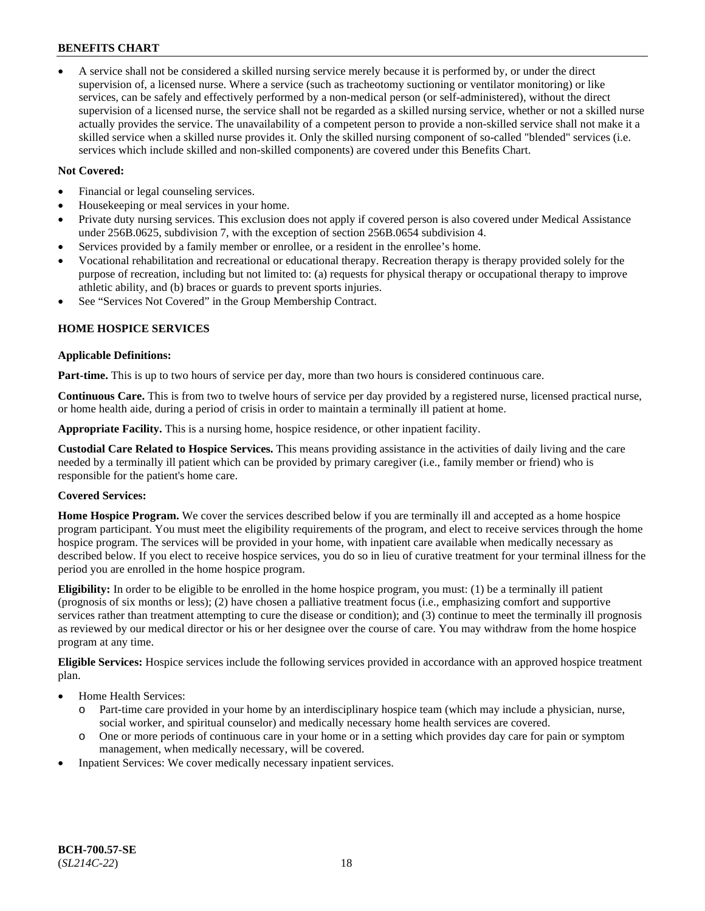- A service shall not be considered a skilled nursing service merely because it is performed by, or under the direct supervision of, a licensed nurse. Where a service (such as tracheotomy suctioning or ventilator monitoring) or like services, can be safely and effectively performed by a non-medical person (or self-administered), without the direct supervision of a licensed nurse, the service shall not be regarded as a skilled nursing service, whether or not a skilled nurse actually provides the service. The unavailability of a competent person to provide a non-skilled service shall not make it a skilled service when a skilled nurse provides it. Only the skilled nursing component of so-called "blended" services (i.e. services which include skilled and non-skilled components) are covered under this Benefits Chart.

**Not Covered:**

- Financial or legal counseling services.
- Housekeeping or meal services in your home.
- Private duty nursing services. This exclusion does not apply if covered person is also covered under Medical Assistance under 256B.0625, subdivision 7, with the exception of section 256B.0654 subdivision 4.
- Services provided by a family member or enrollee, or a resident in the enrollee's home.
- Vocational rehabilitation and recreational or educational therapy. Recreation therapy is therapy provided solely for the purpose of recreation, including but not limited to: (a) requests for physical therapy or occupational therapy to improve athletic ability, and (b) braces or guards to prevent sports injuries.
- See "Services Not Covered" in the Group Membership Contract.

## HOME HOSPICE SERVICES

**Applicable Definitions:**

**Part-time.** This is up to two hours of service per day, more than two hours is considered continuous care.

**Continuous Care.** This is from two to twelve hours of service per day provided by a registered nurse, licensed practical nurse, or home health aide, during a period of crisis in order to maintain a terminally ill patient at home.

**Appropriate Facility.** This is a nursing home, hospice residence, or other inpatient facility.

**Custodial Care Related to Hospice Services.** This means providing assistance in the activities of daily living and the care needed by a terminally ill patient which can be provided by primary caregiver (i.e., family member or friend) who is responsible for the patient's home care.

**Covered Services:**

**Home Hospice Program.** We cover the services described below if you are terminally ill and accepted as a home hospice program participant. You must meet the eligibility requirements of the program, and elect to receive services through the home hospice program. The services will be provided in your home, with inpatient care available when medically necessary as described below. If you elect to receive hospice services, you do so in lieu of curative treatment for your terminal illness for the period you are enrolled in the home hospice program.

**Eligibility:** In order to be eligible to be enrolled in the home hospice program, you must: (1) be a terminally ill patient (prognosis of six months or less); (2) have chosen a palliative treatment focus (i.e., emphasizing comfort and supportive services rather than treatment attempting to cure the disease or condition); and (3) continue to meet the terminally ill prognosis as reviewed by our medical director or his or her designee over the course of care. You may withdraw from the home hospice program at any time.

**Eligible Services:** Hospice services include the following services provided in accordance with an approved hospice treatment plan.

- Home Health Services:
  - Part-time care provided in your home by an interdisciplinary hospice team (which may include a physician, nurse, social worker, and spiritual counselor) and medically necessary home health services are covered.
  - One or more periods of continuous care in your home or in a setting which provides day care for pain or symptom management, when medically necessary, will be covered.
- Inpatient Services: We cover medically necessary inpatient services.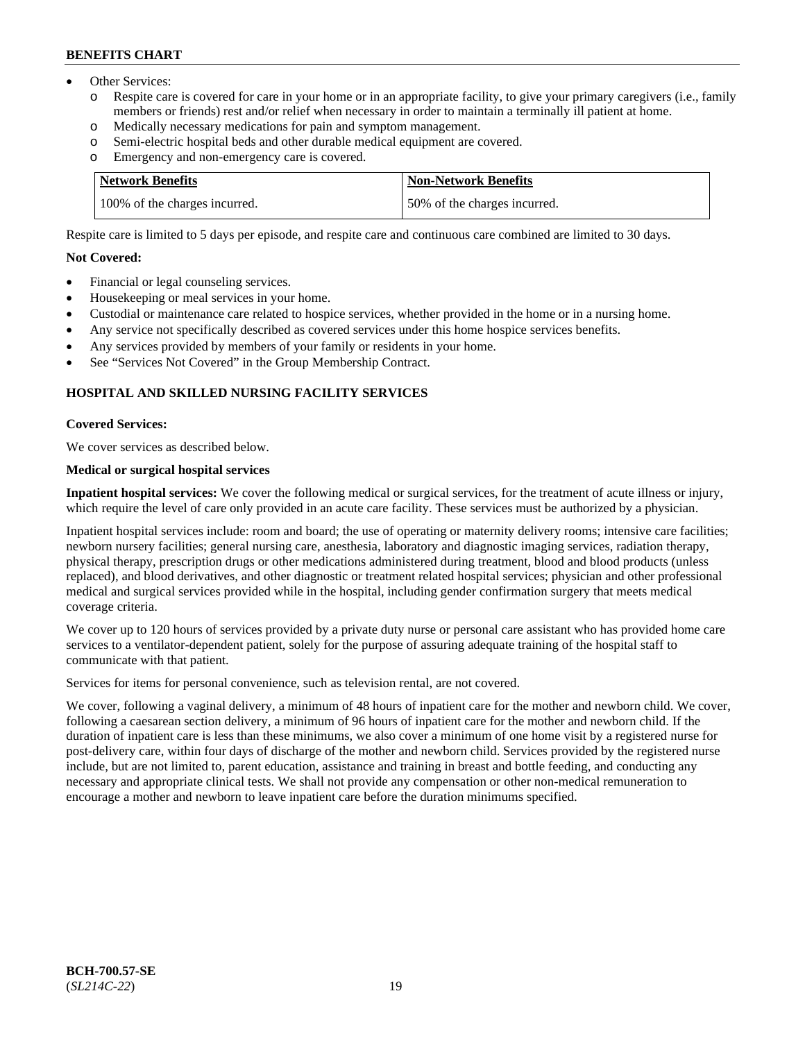- Other Services:
  - Respite care is covered for care in your home or in an appropriate facility, to give your primary caregivers (i.e., family members or friends) rest and/or relief when necessary in order to maintain a terminally ill patient at home.
  - Medically necessary medications for pain and symptom management.
  - Semi-electric hospital beds and other durable medical equipment are covered.
  - Emergency and non-emergency care is covered.

| Network Benefits | Non-Network Benefits |
|---|---|
| 100% of the charges incurred. | 50% of the charges incurred. |

Respite care is limited to 5 days per episode, and respite care and continuous care combined are limited to 30 days.

**Not Covered:**

- Financial or legal counseling services.
- Housekeeping or meal services in your home.
- Custodial or maintenance care related to hospice services, whether provided in the home or in a nursing home.
- Any service not specifically described as covered services under this home hospice services benefits.
- Any services provided by members of your family or residents in your home.
- See "Services Not Covered" in the Group Membership Contract.

## HOSPITAL AND SKILLED NURSING FACILITY SERVICES

**Covered Services:**

We cover services as described below.

**Medical or surgical hospital services**

**Inpatient hospital services:** We cover the following medical or surgical services, for the treatment of acute illness or injury, which require the level of care only provided in an acute care facility. These services must be authorized by a physician.

Inpatient hospital services include: room and board; the use of operating or maternity delivery rooms; intensive care facilities; newborn nursery facilities; general nursing care, anesthesia, laboratory and diagnostic imaging services, radiation therapy, physical therapy, prescription drugs or other medications administered during treatment, blood and blood products (unless replaced), and blood derivatives, and other diagnostic or treatment related hospital services; physician and other professional medical and surgical services provided while in the hospital, including gender confirmation surgery that meets medical coverage criteria.

We cover up to 120 hours of services provided by a private duty nurse or personal care assistant who has provided home care services to a ventilator-dependent patient, solely for the purpose of assuring adequate training of the hospital staff to communicate with that patient.

Services for items for personal convenience, such as television rental, are not covered.

We cover, following a vaginal delivery, a minimum of 48 hours of inpatient care for the mother and newborn child. We cover, following a caesarean section delivery, a minimum of 96 hours of inpatient care for the mother and newborn child. If the duration of inpatient care is less than these minimums, we also cover a minimum of one home visit by a registered nurse for post-delivery care, within four days of discharge of the mother and newborn child. Services provided by the registered nurse include, but are not limited to, parent education, assistance and training in breast and bottle feeding, and conducting any necessary and appropriate clinical tests. We shall not provide any compensation or other non-medical remuneration to encourage a mother and newborn to leave inpatient care before the duration minimums specified.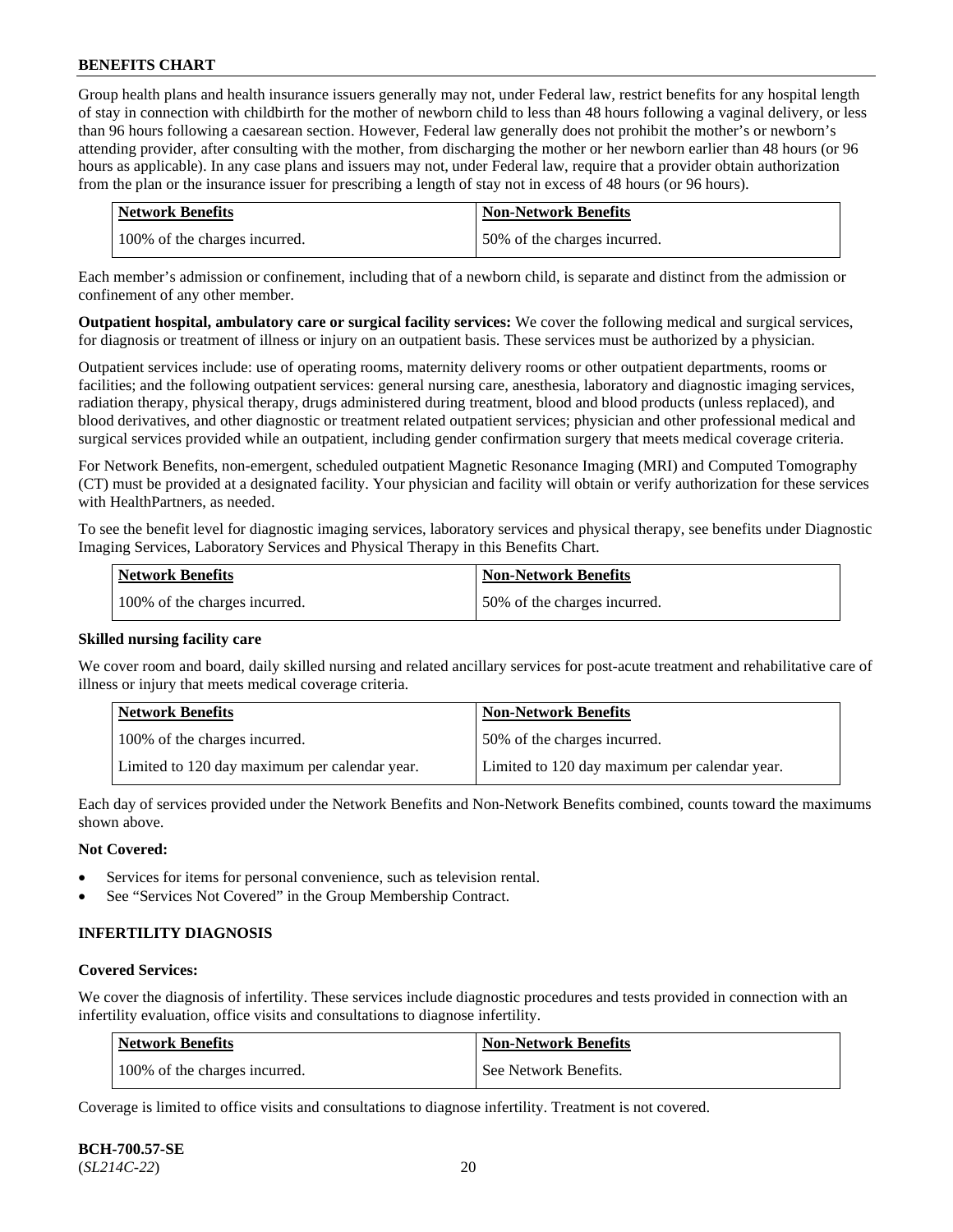Group health plans and health insurance issuers generally may not, under Federal law, restrict benefits for any hospital length of stay in connection with childbirth for the mother of newborn child to less than 48 hours following a vaginal delivery, or less than 96 hours following a caesarean section. However, Federal law generally does not prohibit the mother's or newborn's attending provider, after consulting with the mother, from discharging the mother or her newborn earlier than 48 hours (or 96 hours as applicable). In any case plans and issuers may not, under Federal law, require that a provider obtain authorization from the plan or the insurance issuer for prescribing a length of stay not in excess of 48 hours (or 96 hours).

| Network Benefits | Non-Network Benefits |
|---|---|
| 100% of the charges incurred. | 50% of the charges incurred. |

Each member's admission or confinement, including that of a newborn child, is separate and distinct from the admission or confinement of any other member.

**Outpatient hospital, ambulatory care or surgical facility services:** We cover the following medical and surgical services, for diagnosis or treatment of illness or injury on an outpatient basis. These services must be authorized by a physician.

Outpatient services include: use of operating rooms, maternity delivery rooms or other outpatient departments, rooms or facilities; and the following outpatient services: general nursing care, anesthesia, laboratory and diagnostic imaging services, radiation therapy, physical therapy, drugs administered during treatment, blood and blood products (unless replaced), and blood derivatives, and other diagnostic or treatment related outpatient services; physician and other professional medical and surgical services provided while an outpatient, including gender confirmation surgery that meets medical coverage criteria.

For Network Benefits, non-emergent, scheduled outpatient Magnetic Resonance Imaging (MRI) and Computed Tomography (CT) must be provided at a designated facility. Your physician and facility will obtain or verify authorization for these services with HealthPartners, as needed.

To see the benefit level for diagnostic imaging services, laboratory services and physical therapy, see benefits under Diagnostic Imaging Services, Laboratory Services and Physical Therapy in this Benefits Chart.

| Network Benefits | Non-Network Benefits |
|---|---|
| 100% of the charges incurred. | 50% of the charges incurred. |

**Skilled nursing facility care**

We cover room and board, daily skilled nursing and related ancillary services for post-acute treatment and rehabilitative care of illness or injury that meets medical coverage criteria.

| Network Benefits | Non-Network Benefits |
|---|---|
| 100% of the charges incurred. | 50% of the charges incurred. |
| Limited to 120 day maximum per calendar year. | Limited to 120 day maximum per calendar year. |

Each day of services provided under the Network Benefits and Non-Network Benefits combined, counts toward the maximums shown above.

**Not Covered:**

- Services for items for personal convenience, such as television rental.
- See "Services Not Covered" in the Group Membership Contract.

### INFERTILITY DIAGNOSIS

**Covered Services:**

We cover the diagnosis of infertility. These services include diagnostic procedures and tests provided in connection with an infertility evaluation, office visits and consultations to diagnose infertility.

| Network Benefits | Non-Network Benefits |
|---|---|
| 100% of the charges incurred. | See Network Benefits. |

Coverage is limited to office visits and consultations to diagnose infertility. Treatment is not covered.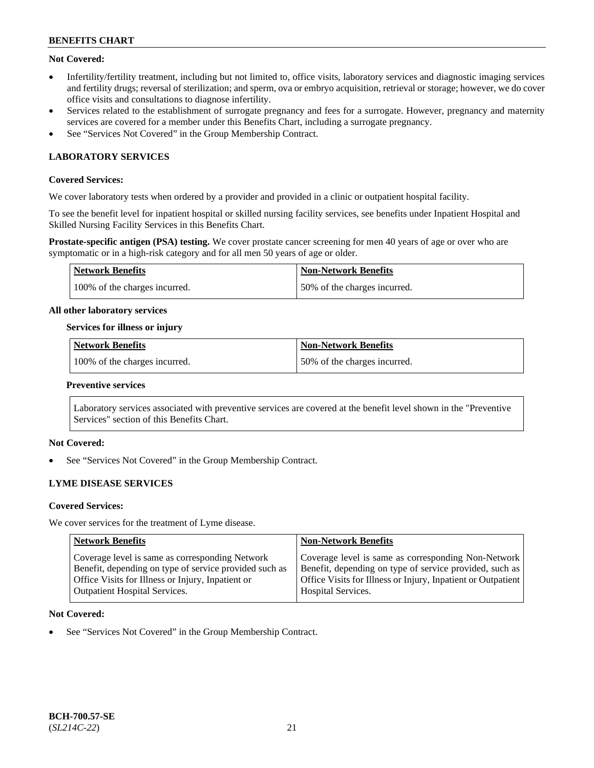**Not Covered:**

- Infertility/fertility treatment, including but not limited to, office visits, laboratory services and diagnostic imaging services and fertility drugs; reversal of sterilization; and sperm, ova or embryo acquisition, retrieval or storage; however, we do cover office visits and consultations to diagnose infertility.
- Services related to the establishment of surrogate pregnancy and fees for a surrogate. However, pregnancy and maternity services are covered for a member under this Benefits Chart, including a surrogate pregnancy.
- See "Services Not Covered" in the Group Membership Contract.

## LABORATORY SERVICES

**Covered Services:**

We cover laboratory tests when ordered by a provider and provided in a clinic or outpatient hospital facility.

To see the benefit level for inpatient hospital or skilled nursing facility services, see benefits under Inpatient Hospital and Skilled Nursing Facility Services in this Benefits Chart.

**Prostate-specific antigen (PSA) testing.** We cover prostate cancer screening for men 40 years of age or over who are symptomatic or in a high-risk category and for all men 50 years of age or older.

| Network Benefits | Non-Network Benefits |
|---|---|
| 100% of the charges incurred. | 50% of the charges incurred. |

**All other laboratory services**

**Services for illness or injury**

| Network Benefits | Non-Network Benefits |
|---|---|
| 100% of the charges incurred. | 50% of the charges incurred. |

**Preventive services**

Laboratory services associated with preventive services are covered at the benefit level shown in the "Preventive Services" section of this Benefits Chart.

**Not Covered:**

- See "Services Not Covered" in the Group Membership Contract.

## LYME DISEASE SERVICES

**Covered Services:**

We cover services for the treatment of Lyme disease.

| Network Benefits | Non-Network Benefits |
|---|---|
| Coverage level is same as corresponding Network Benefit, depending on type of service provided such as Office Visits for Illness or Injury, Inpatient or Outpatient Hospital Services. | Coverage level is same as corresponding Non-Network Benefit, depending on type of service provided, such as Office Visits for Illness or Injury, Inpatient or Outpatient Hospital Services. |

**Not Covered:**

- See "Services Not Covered" in the Group Membership Contract.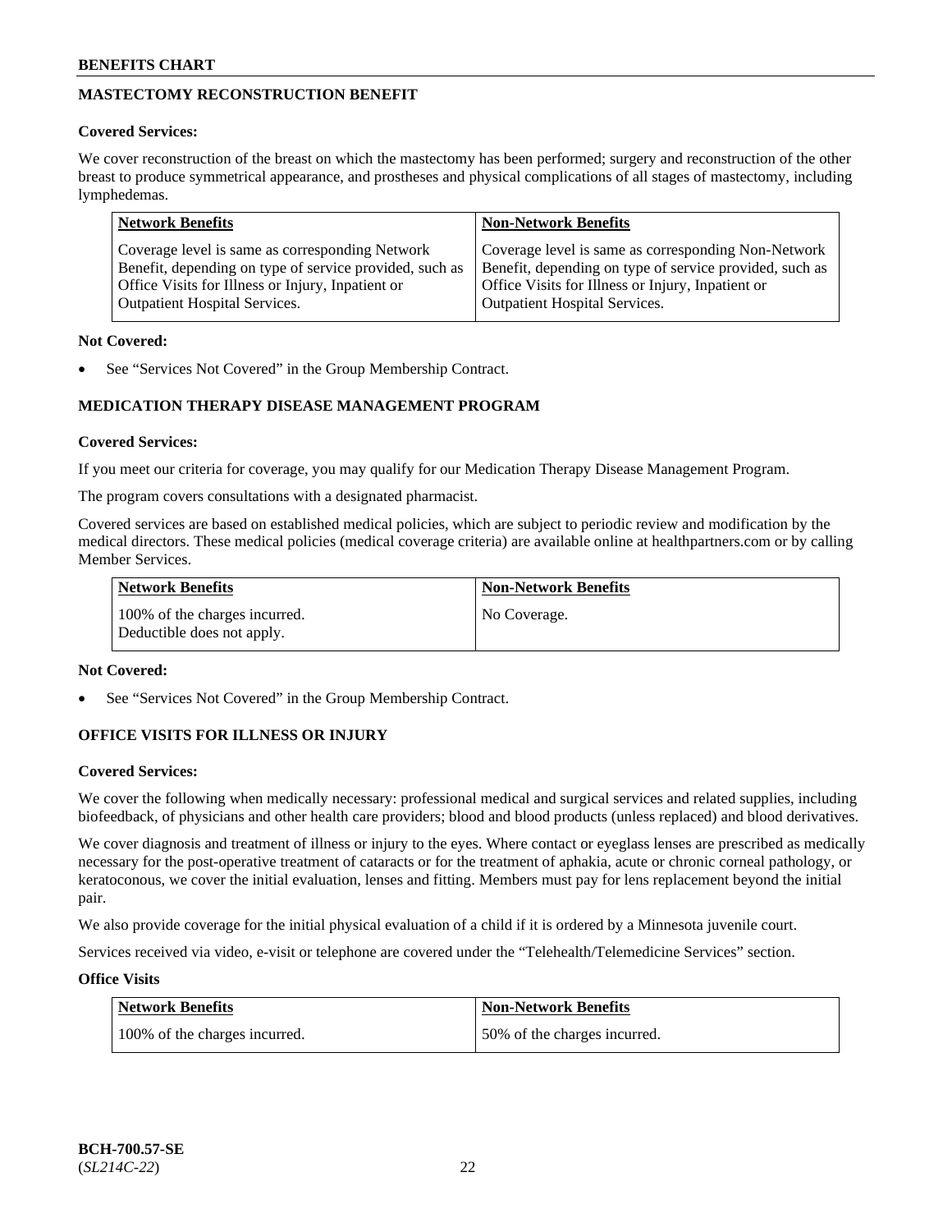## MASTECTOMY RECONSTRUCTION BENEFIT

**Covered Services:**

We cover reconstruction of the breast on which the mastectomy has been performed; surgery and reconstruction of the other breast to produce symmetrical appearance, and prostheses and physical complications of all stages of mastectomy, including lymphedemas.

| Network Benefits | Non-Network Benefits |
|---|---|
| Coverage level is same as corresponding Network Benefit, depending on type of service provided, such as Office Visits for Illness or Injury, Inpatient or Outpatient Hospital Services. | Coverage level is same as corresponding Non-Network Benefit, depending on type of service provided, such as Office Visits for Illness or Injury, Inpatient or Outpatient Hospital Services. |

**Not Covered:**

- See "Services Not Covered" in the Group Membership Contract.

## MEDICATION THERAPY DISEASE MANAGEMENT PROGRAM

**Covered Services:**

If you meet our criteria for coverage, you may qualify for our Medication Therapy Disease Management Program.

The program covers consultations with a designated pharmacist.

Covered services are based on established medical policies, which are subject to periodic review and modification by the medical directors. These medical policies (medical coverage criteria) are available online at healthpartners.com or by calling Member Services.

| Network Benefits | Non-Network Benefits |
|---|---|
| 100% of the charges incurred. Deductible does not apply. | No Coverage. |

**Not Covered:**

- See "Services Not Covered" in the Group Membership Contract.

## OFFICE VISITS FOR ILLNESS OR INJURY

**Covered Services:**

We cover the following when medically necessary: professional medical and surgical services and related supplies, including biofeedback, of physicians and other health care providers; blood and blood products (unless replaced) and blood derivatives.

We cover diagnosis and treatment of illness or injury to the eyes. Where contact or eyeglass lenses are prescribed as medically necessary for the post-operative treatment of cataracts or for the treatment of aphakia, acute or chronic corneal pathology, or keratoconous, we cover the initial evaluation, lenses and fitting. Members must pay for lens replacement beyond the initial pair.

We also provide coverage for the initial physical evaluation of a child if it is ordered by a Minnesota juvenile court.

Services received via video, e-visit or telephone are covered under the "Telehealth/Telemedicine Services" section.

**Office Visits**

| Network Benefits | Non-Network Benefits |
|---|---|
| 100% of the charges incurred. | 50% of the charges incurred. |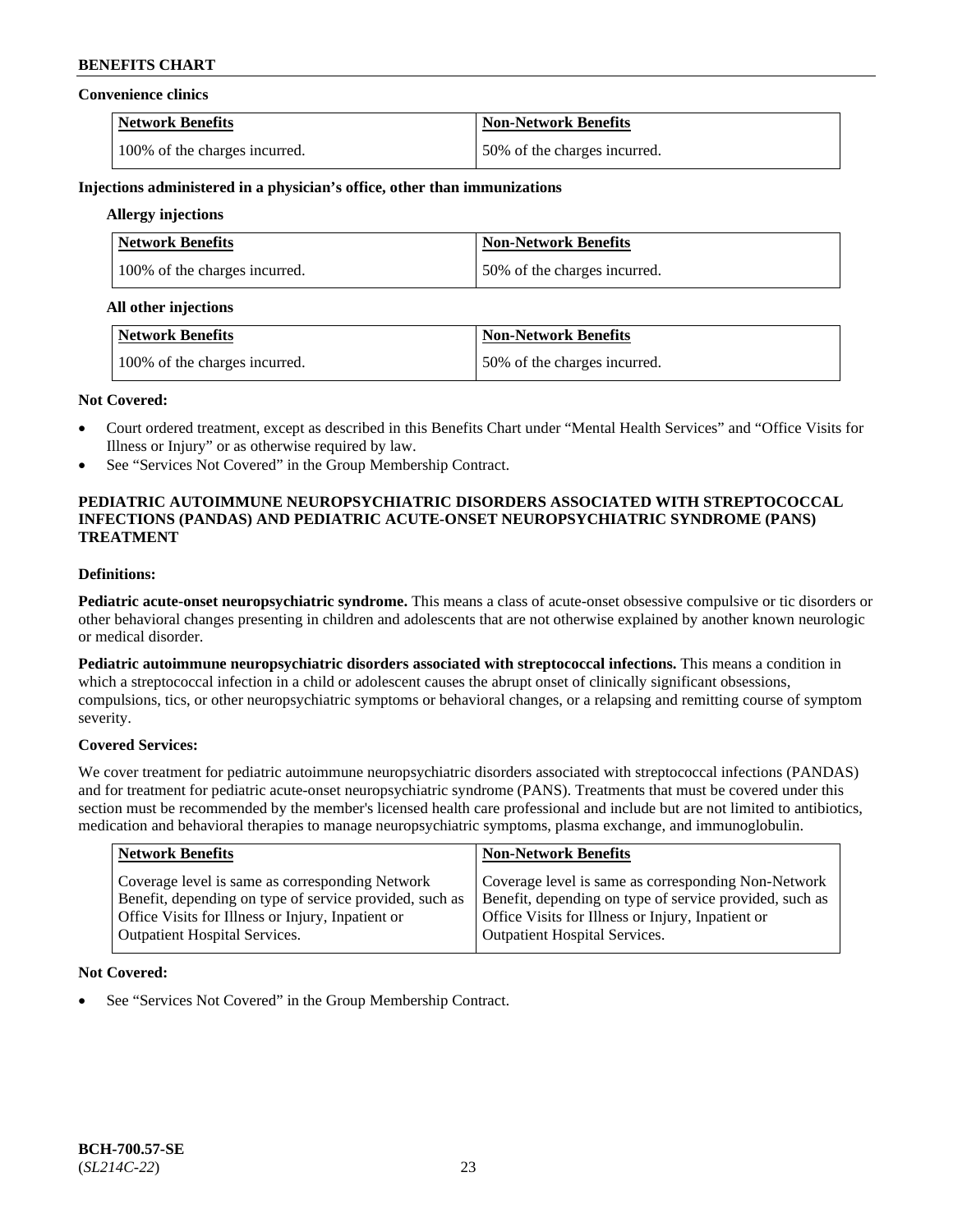**Convenience clinics**

| Network Benefits | Non-Network Benefits |
| --- | --- |
| 100% of the charges incurred. | 50% of the charges incurred. |

**Injections administered in a physician's office, other than immunizations**

**Allergy injections**

| Network Benefits | Non-Network Benefits |
| --- | --- |
| 100% of the charges incurred. | 50% of the charges incurred. |

**All other injections**

| Network Benefits | Non-Network Benefits |
| --- | --- |
| 100% of the charges incurred. | 50% of the charges incurred. |

**Not Covered:**

- Court ordered treatment, except as described in this Benefits Chart under "Mental Health Services" and "Office Visits for Illness or Injury" or as otherwise required by law.
- See "Services Not Covered" in the Group Membership Contract.

## PEDIATRIC AUTOIMMUNE NEUROPSYCHIATRIC DISORDERS ASSOCIATED WITH STREPTOCOCCAL INFECTIONS (PANDAS) AND PEDIATRIC ACUTE-ONSET NEUROPSYCHIATRIC SYNDROME (PANS) TREATMENT

**Definitions:**

**Pediatric acute-onset neuropsychiatric syndrome.** This means a class of acute-onset obsessive compulsive or tic disorders or other behavioral changes presenting in children and adolescents that are not otherwise explained by another known neurologic or medical disorder.

**Pediatric autoimmune neuropsychiatric disorders associated with streptococcal infections.** This means a condition in which a streptococcal infection in a child or adolescent causes the abrupt onset of clinically significant obsessions, compulsions, tics, or other neuropsychiatric symptoms or behavioral changes, or a relapsing and remitting course of symptom severity.

**Covered Services:**

We cover treatment for pediatric autoimmune neuropsychiatric disorders associated with streptococcal infections (PANDAS) and for treatment for pediatric acute-onset neuropsychiatric syndrome (PANS). Treatments that must be covered under this section must be recommended by the member's licensed health care professional and include but are not limited to antibiotics, medication and behavioral therapies to manage neuropsychiatric symptoms, plasma exchange, and immunoglobulin.

| Network Benefits | Non-Network Benefits |
| --- | --- |
| Coverage level is same as corresponding Network Benefit, depending on type of service provided, such as Office Visits for Illness or Injury, Inpatient or Outpatient Hospital Services. | Coverage level is same as corresponding Non-Network Benefit, depending on type of service provided, such as Office Visits for Illness or Injury, Inpatient or Outpatient Hospital Services. |

**Not Covered:**

- See "Services Not Covered" in the Group Membership Contract.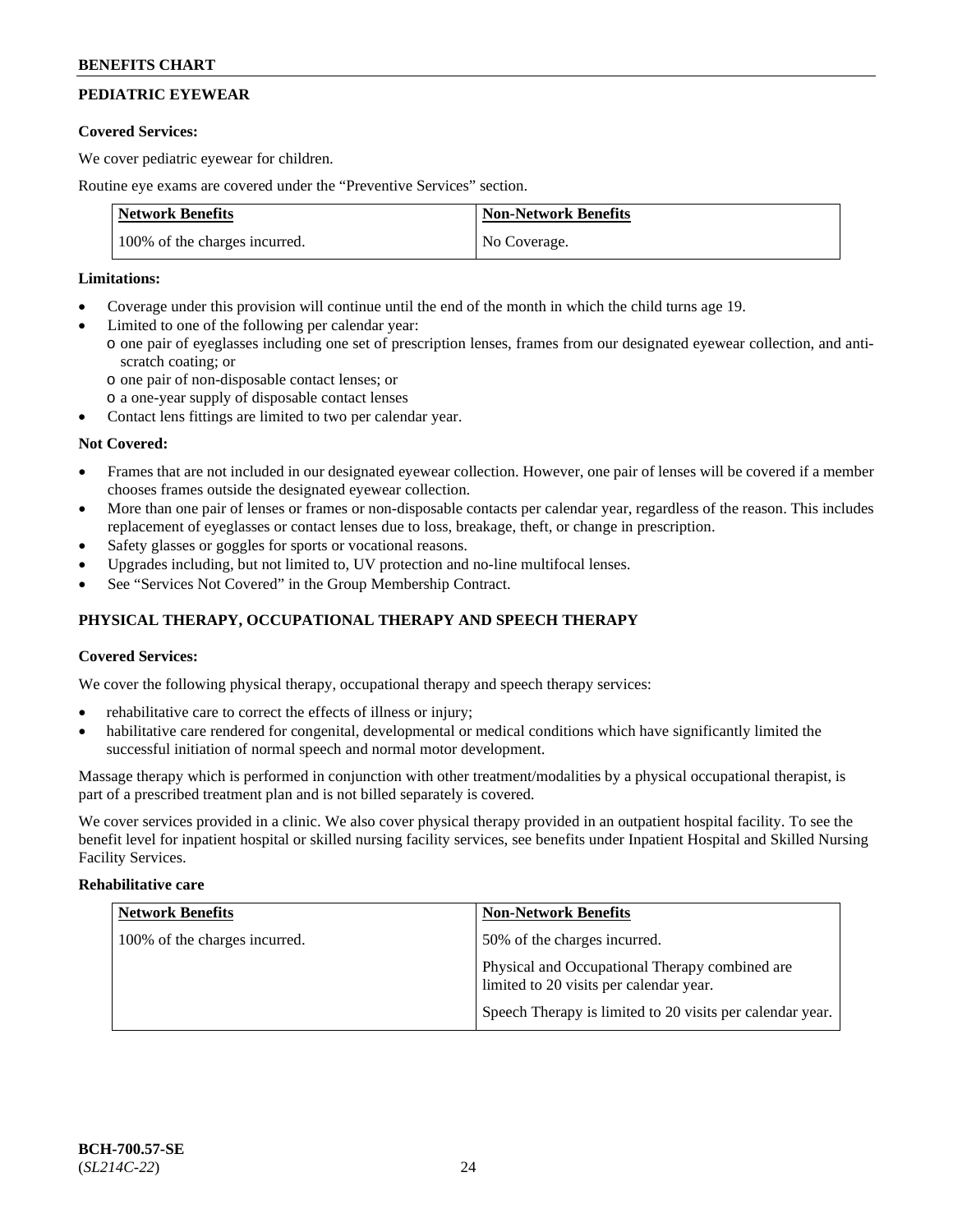## PEDIATRIC EYEWEAR

**Covered Services:**

We cover pediatric eyewear for children.

Routine eye exams are covered under the "Preventive Services" section.

| Network Benefits | Non-Network Benefits |
|---|---|
| 100% of the charges incurred. | No Coverage. |

**Limitations:**

- Coverage under this provision will continue until the end of the month in which the child turns age 19.
- Limited to one of the following per calendar year:
  - o one pair of eyeglasses including one set of prescription lenses, frames from our designated eyewear collection, and anti-scratch coating; or
  - o one pair of non-disposable contact lenses; or
  - o a one-year supply of disposable contact lenses
- Contact lens fittings are limited to two per calendar year.

**Not Covered:**

- Frames that are not included in our designated eyewear collection. However, one pair of lenses will be covered if a member chooses frames outside the designated eyewear collection.
- More than one pair of lenses or frames or non-disposable contacts per calendar year, regardless of the reason. This includes replacement of eyeglasses or contact lenses due to loss, breakage, theft, or change in prescription.
- Safety glasses or goggles for sports or vocational reasons.
- Upgrades including, but not limited to, UV protection and no-line multifocal lenses.
- See "Services Not Covered" in the Group Membership Contract.

## PHYSICAL THERAPY, OCCUPATIONAL THERAPY AND SPEECH THERAPY

**Covered Services:**

We cover the following physical therapy, occupational therapy and speech therapy services:

- rehabilitative care to correct the effects of illness or injury;
- habilitative care rendered for congenital, developmental or medical conditions which have significantly limited the successful initiation of normal speech and normal motor development.

Massage therapy which is performed in conjunction with other treatment/modalities by a physical occupational therapist, is part of a prescribed treatment plan and is not billed separately is covered.

We cover services provided in a clinic. We also cover physical therapy provided in an outpatient hospital facility. To see the benefit level for inpatient hospital or skilled nursing facility services, see benefits under Inpatient Hospital and Skilled Nursing Facility Services.

**Rehabilitative care**

| Network Benefits | Non-Network Benefits |
|---|---|
| 100% of the charges incurred. | 50% of the charges incurred.<br><br>Physical and Occupational Therapy combined are limited to 20 visits per calendar year.<br><br>Speech Therapy is limited to 20 visits per calendar year. |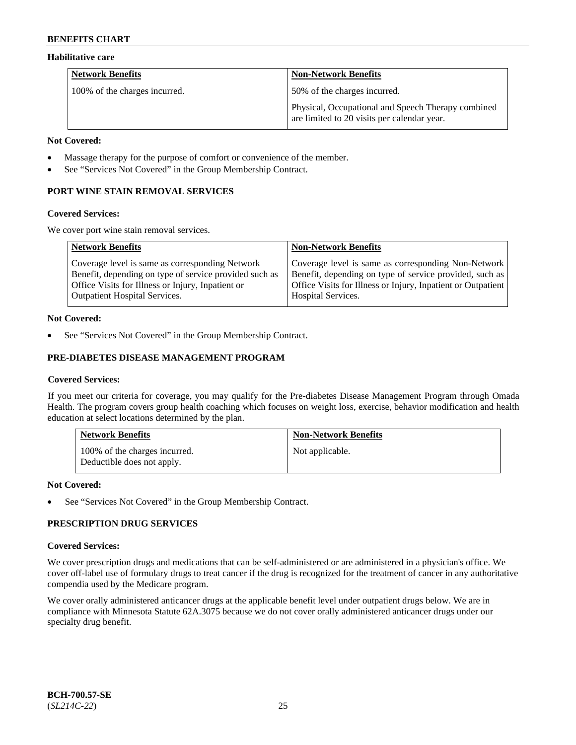**Habilitative care**

| Network Benefits | Non-Network Benefits |
|---|---|
| 100% of the charges incurred. | 50% of the charges incurred.<br><br>Physical, Occupational and Speech Therapy combined are limited to 20 visits per calendar year. |

**Not Covered:**

- Massage therapy for the purpose of comfort or convenience of the member.
- See "Services Not Covered" in the Group Membership Contract.

## PORT WINE STAIN REMOVAL SERVICES

**Covered Services:**

We cover port wine stain removal services.

| Network Benefits | Non-Network Benefits |
|---|---|
| Coverage level is same as corresponding Network Benefit, depending on type of service provided such as Office Visits for Illness or Injury, Inpatient or Outpatient Hospital Services. | Coverage level is same as corresponding Non-Network Benefit, depending on type of service provided, such as Office Visits for Illness or Injury, Inpatient or Outpatient Hospital Services. |

**Not Covered:**

- See "Services Not Covered" in the Group Membership Contract.

## PRE-DIABETES DISEASE MANAGEMENT PROGRAM

**Covered Services:**

If you meet our criteria for coverage, you may qualify for the Pre-diabetes Disease Management Program through Omada Health. The program covers group health coaching which focuses on weight loss, exercise, behavior modification and health education at select locations determined by the plan.

| Network Benefits | Non-Network Benefits |
|---|---|
| 100% of the charges incurred.<br>Deductible does not apply. | Not applicable. |

**Not Covered:**

- See "Services Not Covered" in the Group Membership Contract.

## PRESCRIPTION DRUG SERVICES

**Covered Services:**

We cover prescription drugs and medications that can be self-administered or are administered in a physician's office. We cover off-label use of formulary drugs to treat cancer if the drug is recognized for the treatment of cancer in any authoritative compendia used by the Medicare program.

We cover orally administered anticancer drugs at the applicable benefit level under outpatient drugs below. We are in compliance with Minnesota Statute 62A.3075 because we do not cover orally administered anticancer drugs under our specialty drug benefit.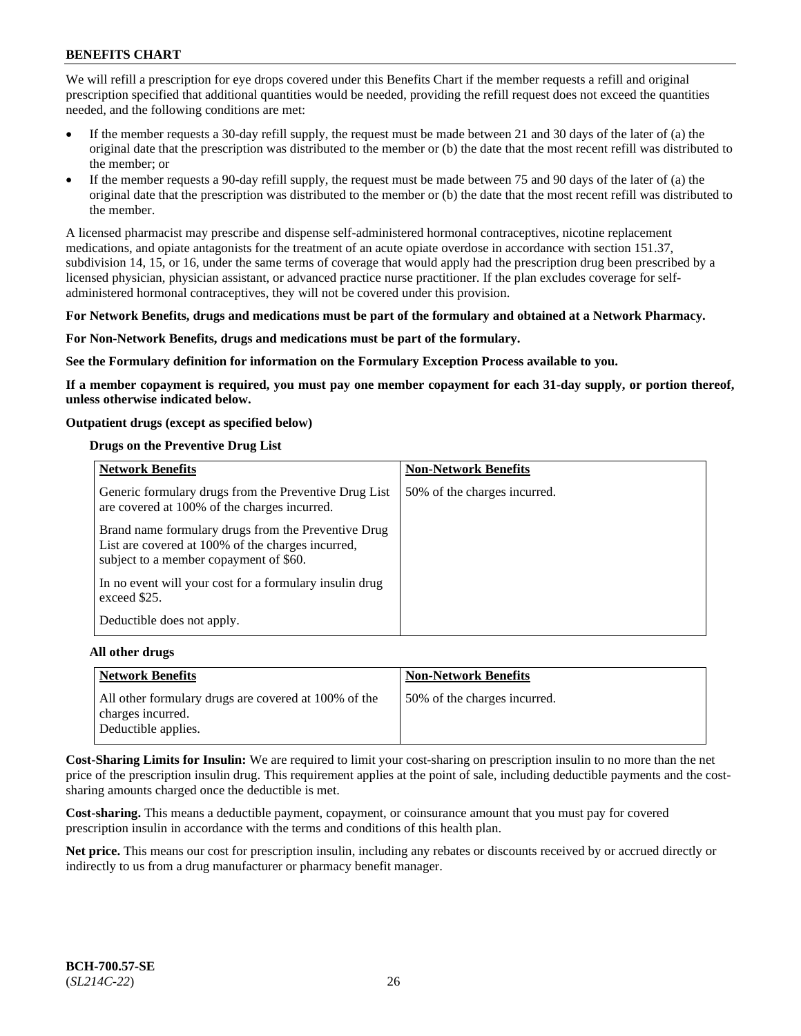We will refill a prescription for eye drops covered under this Benefits Chart if the member requests a refill and original prescription specified that additional quantities would be needed, providing the refill request does not exceed the quantities needed, and the following conditions are met:

- If the member requests a 30-day refill supply, the request must be made between 21 and 30 days of the later of (a) the original date that the prescription was distributed to the member or (b) the date that the most recent refill was distributed to the member; or
- If the member requests a 90-day refill supply, the request must be made between 75 and 90 days of the later of (a) the original date that the prescription was distributed to the member or (b) the date that the most recent refill was distributed to the member.

A licensed pharmacist may prescribe and dispense self-administered hormonal contraceptives, nicotine replacement medications, and opiate antagonists for the treatment of an acute opiate overdose in accordance with section 151.37, subdivision 14, 15, or 16, under the same terms of coverage that would apply had the prescription drug been prescribed by a licensed physician, physician assistant, or advanced practice nurse practitioner. If the plan excludes coverage for self-administered hormonal contraceptives, they will not be covered under this provision.

**For Network Benefits, drugs and medications must be part of the formulary and obtained at a Network Pharmacy.**

**For Non-Network Benefits, drugs and medications must be part of the formulary.**

**See the Formulary definition for information on the Formulary Exception Process available to you.**

**If a member copayment is required, you must pay one member copayment for each 31-day supply, or portion thereof, unless otherwise indicated below.**

**Outpatient drugs (except as specified below)**

**Drugs on the Preventive Drug List**

| Network Benefits | Non-Network Benefits |
|---|---|
| Generic formulary drugs from the Preventive Drug List are covered at 100% of the charges incurred.<br><br>Brand name formulary drugs from the Preventive Drug List are covered at 100% of the charges incurred, subject to a member copayment of $60.<br><br>In no event will your cost for a formulary insulin drug exceed $25.<br><br>Deductible does not apply. | 50% of the charges incurred. |

**All other drugs**

| Network Benefits | Non-Network Benefits |
|---|---|
| All other formulary drugs are covered at 100% of the charges incurred.<br>Deductible applies. | 50% of the charges incurred. |

**Cost-Sharing Limits for Insulin:** We are required to limit your cost-sharing on prescription insulin to no more than the net price of the prescription insulin drug. This requirement applies at the point of sale, including deductible payments and the cost-sharing amounts charged once the deductible is met.

**Cost-sharing.** This means a deductible payment, copayment, or coinsurance amount that you must pay for covered prescription insulin in accordance with the terms and conditions of this health plan.

**Net price.** This means our cost for prescription insulin, including any rebates or discounts received by or accrued directly or indirectly to us from a drug manufacturer or pharmacy benefit manager.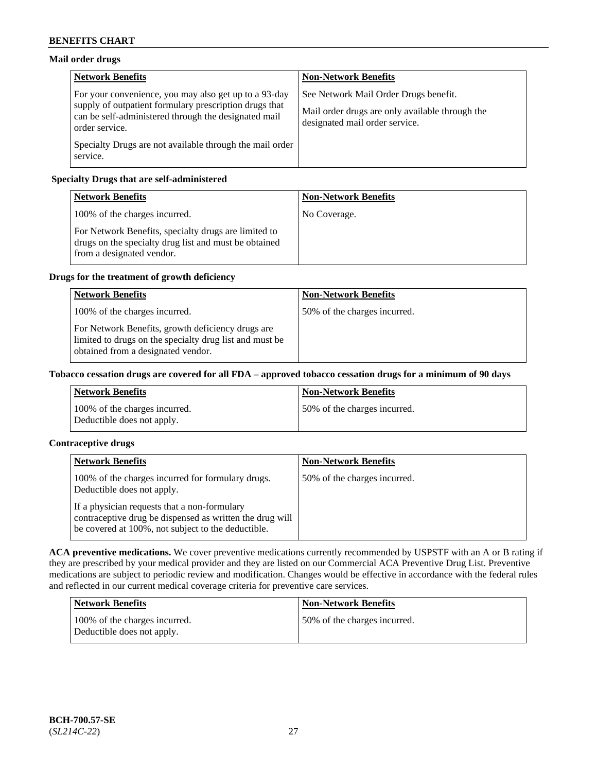**Mail order drugs**

| Network Benefits | Non-Network Benefits |
| --- | --- |
| For your convenience, you may also get up to a 93-day supply of outpatient formulary prescription drugs that can be self-administered through the designated mail order service.<br><br>Specialty Drugs are not available through the mail order service. | See Network Mail Order Drugs benefit.<br><br>Mail order drugs are only available through the designated mail order service. |

**Specialty Drugs that are self-administered**

| Network Benefits | Non-Network Benefits |
| --- | --- |
| 100% of the charges incurred.<br><br>For Network Benefits, specialty drugs are limited to drugs on the specialty drug list and must be obtained from a designated vendor. | No Coverage. |

**Drugs for the treatment of growth deficiency**

| Network Benefits | Non-Network Benefits |
| --- | --- |
| 100% of the charges incurred.<br><br>For Network Benefits, growth deficiency drugs are limited to drugs on the specialty drug list and must be obtained from a designated vendor. | 50% of the charges incurred. |

**Tobacco cessation drugs are covered for all FDA – approved tobacco cessation drugs for a minimum of 90 days**

| Network Benefits | Non-Network Benefits |
| --- | --- |
| 100% of the charges incurred.<br>Deductible does not apply. | 50% of the charges incurred. |

**Contraceptive drugs**

| Network Benefits | Non-Network Benefits |
| --- | --- |
| 100% of the charges incurred for formulary drugs. Deductible does not apply.<br><br>If a physician requests that a non-formulary contraceptive drug be dispensed as written the drug will be covered at 100%, not subject to the deductible. | 50% of the charges incurred. |

**ACA preventive medications.** We cover preventive medications currently recommended by USPSTF with an A or B rating if they are prescribed by your medical provider and they are listed on our Commercial ACA Preventive Drug List. Preventive medications are subject to periodic review and modification. Changes would be effective in accordance with the federal rules and reflected in our current medical coverage criteria for preventive care services.

| Network Benefits | Non-Network Benefits |
| --- | --- |
| 100% of the charges incurred.<br>Deductible does not apply. | 50% of the charges incurred. |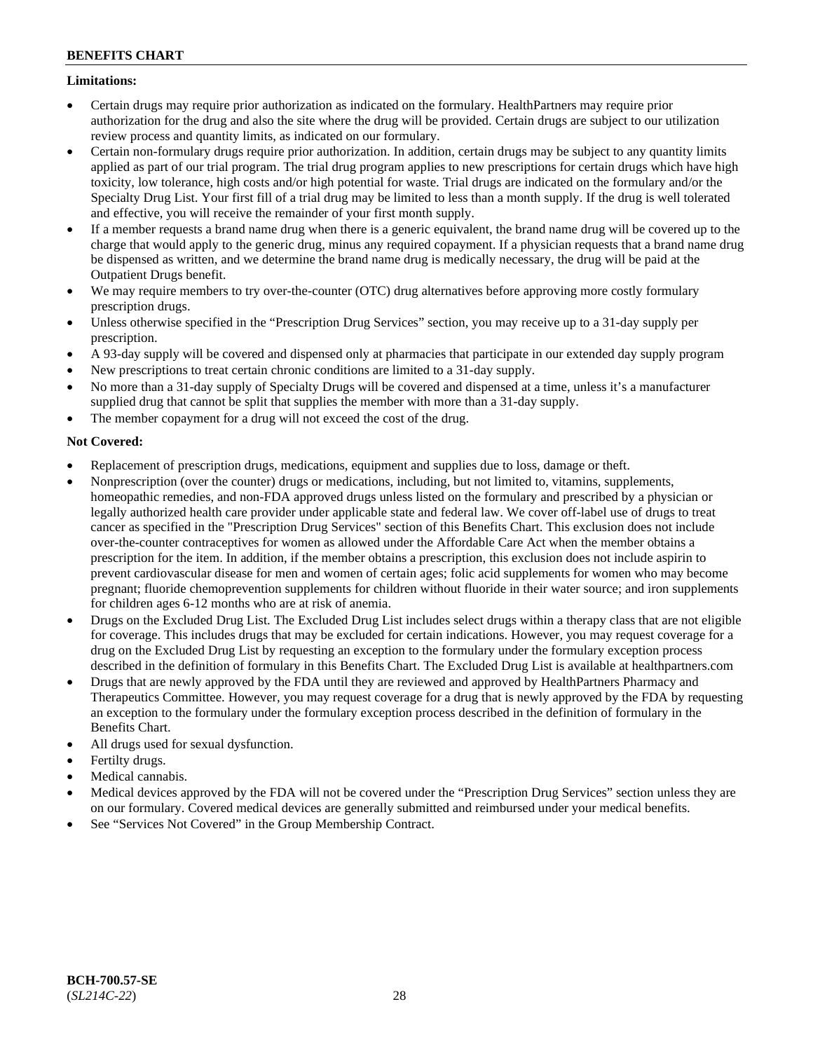**Limitations:**

- Certain drugs may require prior authorization as indicated on the formulary. HealthPartners may require prior authorization for the drug and also the site where the drug will be provided. Certain drugs are subject to our utilization review process and quantity limits, as indicated on our formulary.
- Certain non-formulary drugs require prior authorization. In addition, certain drugs may be subject to any quantity limits applied as part of our trial program. The trial drug program applies to new prescriptions for certain drugs which have high toxicity, low tolerance, high costs and/or high potential for waste. Trial drugs are indicated on the formulary and/or the Specialty Drug List. Your first fill of a trial drug may be limited to less than a month supply. If the drug is well tolerated and effective, you will receive the remainder of your first month supply.
- If a member requests a brand name drug when there is a generic equivalent, the brand name drug will be covered up to the charge that would apply to the generic drug, minus any required copayment. If a physician requests that a brand name drug be dispensed as written, and we determine the brand name drug is medically necessary, the drug will be paid at the Outpatient Drugs benefit.
- We may require members to try over-the-counter (OTC) drug alternatives before approving more costly formulary prescription drugs.
- Unless otherwise specified in the "Prescription Drug Services" section, you may receive up to a 31-day supply per prescription.
- A 93-day supply will be covered and dispensed only at pharmacies that participate in our extended day supply program
- New prescriptions to treat certain chronic conditions are limited to a 31-day supply.
- No more than a 31-day supply of Specialty Drugs will be covered and dispensed at a time, unless it's a manufacturer supplied drug that cannot be split that supplies the member with more than a 31-day supply.
- The member copayment for a drug will not exceed the cost of the drug.

**Not Covered:**

- Replacement of prescription drugs, medications, equipment and supplies due to loss, damage or theft.
- Nonprescription (over the counter) drugs or medications, including, but not limited to, vitamins, supplements, homeopathic remedies, and non-FDA approved drugs unless listed on the formulary and prescribed by a physician or legally authorized health care provider under applicable state and federal law. We cover off-label use of drugs to treat cancer as specified in the "Prescription Drug Services" section of this Benefits Chart. This exclusion does not include over-the-counter contraceptives for women as allowed under the Affordable Care Act when the member obtains a prescription for the item. In addition, if the member obtains a prescription, this exclusion does not include aspirin to prevent cardiovascular disease for men and women of certain ages; folic acid supplements for women who may become pregnant; fluoride chemoprevention supplements for children without fluoride in their water source; and iron supplements for children ages 6-12 months who are at risk of anemia.
- Drugs on the Excluded Drug List. The Excluded Drug List includes select drugs within a therapy class that are not eligible for coverage. This includes drugs that may be excluded for certain indications. However, you may request coverage for a drug on the Excluded Drug List by requesting an exception to the formulary under the formulary exception process described in the definition of formulary in this Benefits Chart. The Excluded Drug List is available at healthpartners.com
- Drugs that are newly approved by the FDA until they are reviewed and approved by HealthPartners Pharmacy and Therapeutics Committee. However, you may request coverage for a drug that is newly approved by the FDA by requesting an exception to the formulary under the formulary exception process described in the definition of formulary in the Benefits Chart.
- All drugs used for sexual dysfunction.
- Fertilty drugs.
- Medical cannabis.
- Medical devices approved by the FDA will not be covered under the "Prescription Drug Services" section unless they are on our formulary. Covered medical devices are generally submitted and reimbursed under your medical benefits.
- See "Services Not Covered" in the Group Membership Contract.

**BCH-700.57-SE**
(*SL214C-22*)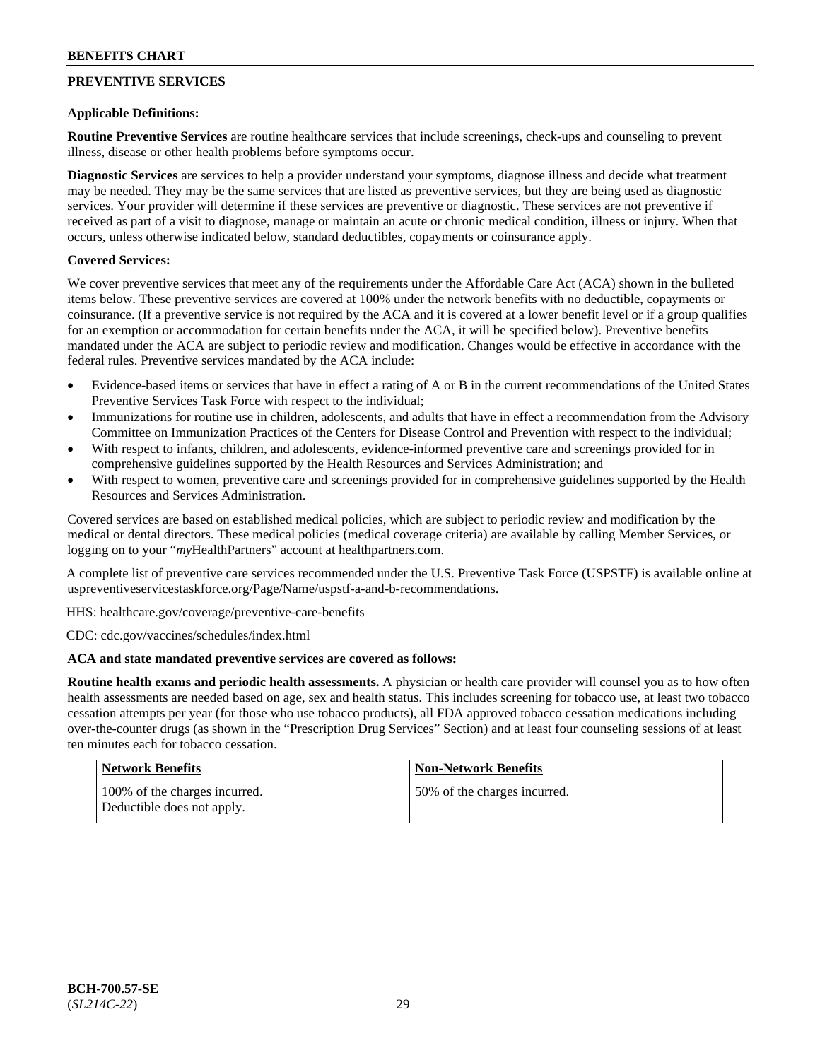## PREVENTIVE SERVICES

**Applicable Definitions:**

**Routine Preventive Services** are routine healthcare services that include screenings, check-ups and counseling to prevent illness, disease or other health problems before symptoms occur.

**Diagnostic Services** are services to help a provider understand your symptoms, diagnose illness and decide what treatment may be needed. They may be the same services that are listed as preventive services, but they are being used as diagnostic services. Your provider will determine if these services are preventive or diagnostic. These services are not preventive if received as part of a visit to diagnose, manage or maintain an acute or chronic medical condition, illness or injury. When that occurs, unless otherwise indicated below, standard deductibles, copayments or coinsurance apply.

**Covered Services:**

We cover preventive services that meet any of the requirements under the Affordable Care Act (ACA) shown in the bulleted items below. These preventive services are covered at 100% under the network benefits with no deductible, copayments or coinsurance. (If a preventive service is not required by the ACA and it is covered at a lower benefit level or if a group qualifies for an exemption or accommodation for certain benefits under the ACA, it will be specified below). Preventive benefits mandated under the ACA are subject to periodic review and modification. Changes would be effective in accordance with the federal rules. Preventive services mandated by the ACA include:

- Evidence-based items or services that have in effect a rating of A or B in the current recommendations of the United States Preventive Services Task Force with respect to the individual;
- Immunizations for routine use in children, adolescents, and adults that have in effect a recommendation from the Advisory Committee on Immunization Practices of the Centers for Disease Control and Prevention with respect to the individual;
- With respect to infants, children, and adolescents, evidence-informed preventive care and screenings provided for in comprehensive guidelines supported by the Health Resources and Services Administration; and
- With respect to women, preventive care and screenings provided for in comprehensive guidelines supported by the Health Resources and Services Administration.

Covered services are based on established medical policies, which are subject to periodic review and modification by the medical or dental directors. These medical policies (medical coverage criteria) are available by calling Member Services, or logging on to your "*my*HealthPartners" account at healthpartners.com.

A complete list of preventive care services recommended under the U.S. Preventive Task Force (USPSTF) is available online at uspreventiveservicestaskforce.org/Page/Name/uspstf-a-and-b-recommendations.

HHS: healthcare.gov/coverage/preventive-care-benefits

CDC: cdc.gov/vaccines/schedules/index.html

**ACA and state mandated preventive services are covered as follows:**

**Routine health exams and periodic health assessments.** A physician or health care provider will counsel you as to how often health assessments are needed based on age, sex and health status. This includes screening for tobacco use, at least two tobacco cessation attempts per year (for those who use tobacco products), all FDA approved tobacco cessation medications including over-the-counter drugs (as shown in the "Prescription Drug Services" Section) and at least four counseling sessions of at least ten minutes each for tobacco cessation.

| Network Benefits | Non-Network Benefits |
|---|---|
| 100% of the charges incurred. Deductible does not apply. | 50% of the charges incurred. |

**BCH-700.57-SE**
(*SL214C-22*)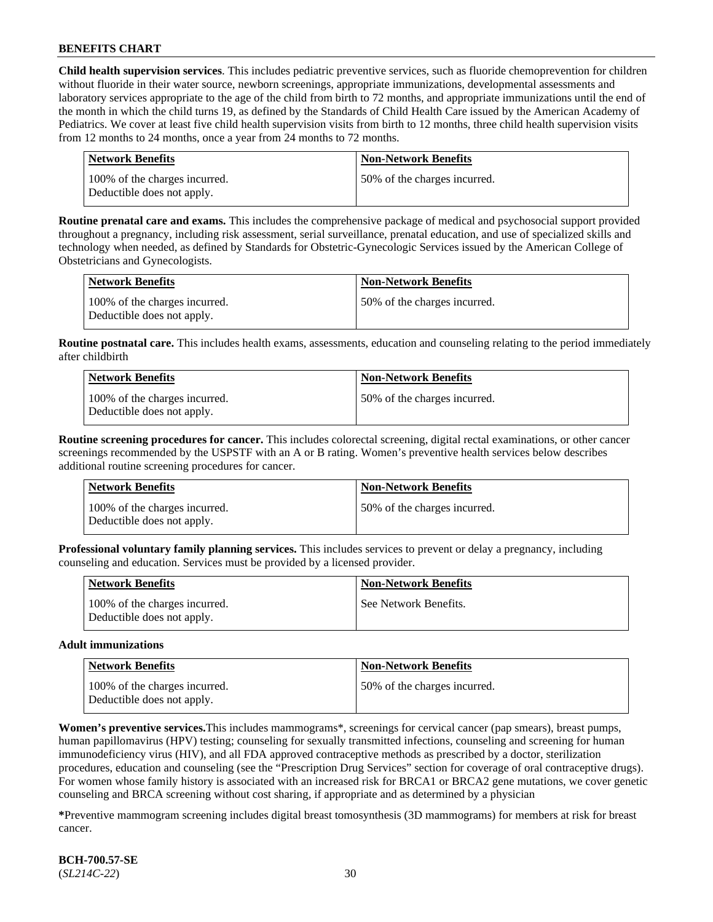**Child health supervision services**. This includes pediatric preventive services, such as fluoride chemoprevention for children without fluoride in their water source, newborn screenings, appropriate immunizations, developmental assessments and laboratory services appropriate to the age of the child from birth to 72 months, and appropriate immunizations until the end of the month in which the child turns 19, as defined by the Standards of Child Health Care issued by the American Academy of Pediatrics. We cover at least five child health supervision visits from birth to 12 months, three child health supervision visits from 12 months to 24 months, once a year from 24 months to 72 months.

| Network Benefits | Non-Network Benefits |
|---|---|
| 100% of the charges incurred. Deductible does not apply. | 50% of the charges incurred. |

**Routine prenatal care and exams.** This includes the comprehensive package of medical and psychosocial support provided throughout a pregnancy, including risk assessment, serial surveillance, prenatal education, and use of specialized skills and technology when needed, as defined by Standards for Obstetric-Gynecologic Services issued by the American College of Obstetricians and Gynecologists.

| Network Benefits | Non-Network Benefits |
|---|---|
| 100% of the charges incurred. Deductible does not apply. | 50% of the charges incurred. |

**Routine postnatal care.** This includes health exams, assessments, education and counseling relating to the period immediately after childbirth

| Network Benefits | Non-Network Benefits |
|---|---|
| 100% of the charges incurred. Deductible does not apply. | 50% of the charges incurred. |

**Routine screening procedures for cancer.** This includes colorectal screening, digital rectal examinations, or other cancer screenings recommended by the USPSTF with an A or B rating. Women's preventive health services below describes additional routine screening procedures for cancer.

| Network Benefits | Non-Network Benefits |
|---|---|
| 100% of the charges incurred. Deductible does not apply. | 50% of the charges incurred. |

**Professional voluntary family planning services.** This includes services to prevent or delay a pregnancy, including counseling and education. Services must be provided by a licensed provider.

| Network Benefits | Non-Network Benefits |
|---|---|
| 100% of the charges incurred. Deductible does not apply. | See Network Benefits. |

**Adult immunizations**

| Network Benefits | Non-Network Benefits |
|---|---|
| 100% of the charges incurred. Deductible does not apply. | 50% of the charges incurred. |

**Women's preventive services.**This includes mammograms*, screenings for cervical cancer (pap smears), breast pumps, human papillomavirus (HPV) testing; counseling for sexually transmitted infections, counseling and screening for human immunodeficiency virus (HIV), and all FDA approved contraceptive methods as prescribed by a doctor, sterilization procedures, education and counseling (see the "Prescription Drug Services" section for coverage of oral contraceptive drugs). For women whose family history is associated with an increased risk for BRCA1 or BRCA2 gene mutations, we cover genetic counseling and BRCA screening without cost sharing, if appropriate and as determined by a physician

***Preventive mammogram screening includes digital breast tomosynthesis (3D mammograms) for members at risk for breast cancer.

**BCH-700.57-SE**
(*SL214C-22*)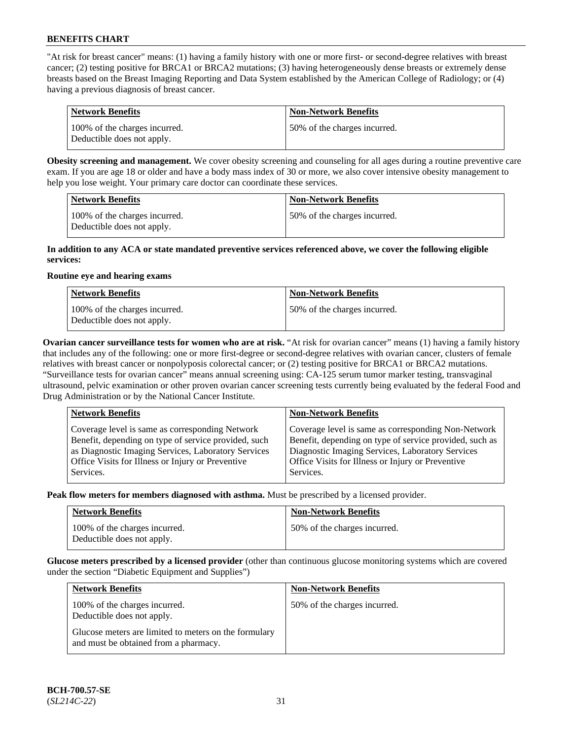"At risk for breast cancer" means: (1) having a family history with one or more first- or second-degree relatives with breast cancer; (2) testing positive for BRCA1 or BRCA2 mutations; (3) having heterogeneously dense breasts or extremely dense breasts based on the Breast Imaging Reporting and Data System established by the American College of Radiology; or (4) having a previous diagnosis of breast cancer.

| Network Benefits | Non-Network Benefits |
|---|---|
| 100% of the charges incurred. Deductible does not apply. | 50% of the charges incurred. |

**Obesity screening and management.** We cover obesity screening and counseling for all ages during a routine preventive care exam. If you are age 18 or older and have a body mass index of 30 or more, we also cover intensive obesity management to help you lose weight. Your primary care doctor can coordinate these services.

| Network Benefits | Non-Network Benefits |
|---|---|
| 100% of the charges incurred. Deductible does not apply. | 50% of the charges incurred. |

**In addition to any ACA or state mandated preventive services referenced above, we cover the following eligible services:**

**Routine eye and hearing exams**

| Network Benefits | Non-Network Benefits |
|---|---|
| 100% of the charges incurred. Deductible does not apply. | 50% of the charges incurred. |

**Ovarian cancer surveillance tests for women who are at risk.** "At risk for ovarian cancer" means (1) having a family history that includes any of the following: one or more first-degree or second-degree relatives with ovarian cancer, clusters of female relatives with breast cancer or nonpolyposis colorectal cancer; or (2) testing positive for BRCA1 or BRCA2 mutations. "Surveillance tests for ovarian cancer" means annual screening using: CA-125 serum tumor marker testing, transvaginal ultrasound, pelvic examination or other proven ovarian cancer screening tests currently being evaluated by the federal Food and Drug Administration or by the National Cancer Institute.

| Network Benefits | Non-Network Benefits |
|---|---|
| Coverage level is same as corresponding Network Benefit, depending on type of service provided, such as Diagnostic Imaging Services, Laboratory Services Office Visits for Illness or Injury or Preventive Services. | Coverage level is same as corresponding Non-Network Benefit, depending on type of service provided, such as Diagnostic Imaging Services, Laboratory Services Office Visits for Illness or Injury or Preventive Services. |

**Peak flow meters for members diagnosed with asthma.** Must be prescribed by a licensed provider.

| Network Benefits | Non-Network Benefits |
|---|---|
| 100% of the charges incurred. Deductible does not apply. | 50% of the charges incurred. |

**Glucose meters prescribed by a licensed provider** (other than continuous glucose monitoring systems which are covered under the section "Diabetic Equipment and Supplies")

| Network Benefits | Non-Network Benefits |
|---|---|
| 100% of the charges incurred. Deductible does not apply. Glucose meters are limited to meters on the formulary and must be obtained from a pharmacy. | 50% of the charges incurred. |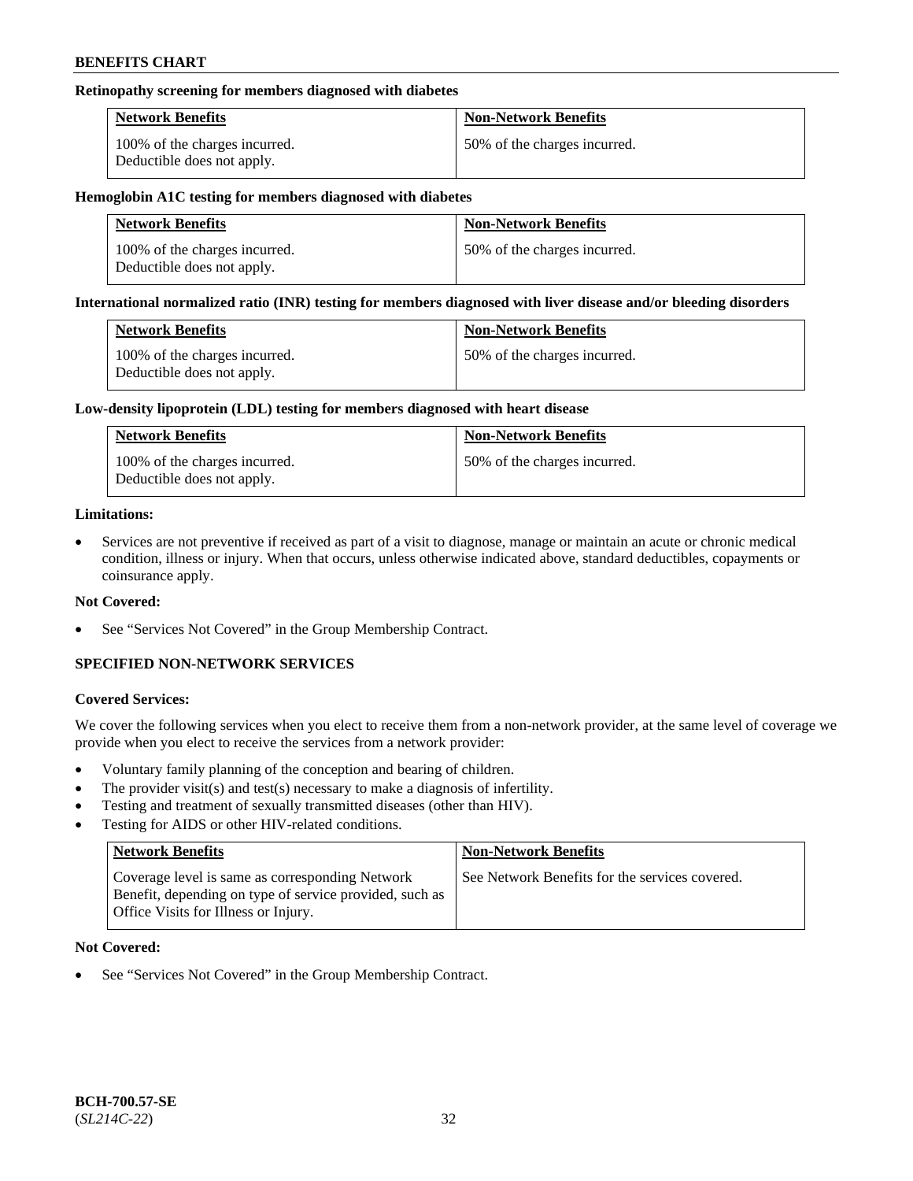**Retinopathy screening for members diagnosed with diabetes**

| Network Benefits | Non-Network Benefits |
|---|---|
| 100% of the charges incurred. Deductible does not apply. | 50% of the charges incurred. |

**Hemoglobin A1C testing for members diagnosed with diabetes**

| Network Benefits | Non-Network Benefits |
|---|---|
| 100% of the charges incurred. Deductible does not apply. | 50% of the charges incurred. |

**International normalized ratio (INR) testing for members diagnosed with liver disease and/or bleeding disorders**

| Network Benefits | Non-Network Benefits |
|---|---|
| 100% of the charges incurred. Deductible does not apply. | 50% of the charges incurred. |

**Low-density lipoprotein (LDL) testing for members diagnosed with heart disease**

| Network Benefits | Non-Network Benefits |
|---|---|
| 100% of the charges incurred. Deductible does not apply. | 50% of the charges incurred. |

**Limitations:**

- Services are not preventive if received as part of a visit to diagnose, manage or maintain an acute or chronic medical condition, illness or injury. When that occurs, unless otherwise indicated above, standard deductibles, copayments or coinsurance apply.

**Not Covered:**

- See "Services Not Covered" in the Group Membership Contract.

## SPECIFIED NON-NETWORK SERVICES

**Covered Services:**

We cover the following services when you elect to receive them from a non-network provider, at the same level of coverage we provide when you elect to receive the services from a network provider:

- Voluntary family planning of the conception and bearing of children.
- The provider visit(s) and test(s) necessary to make a diagnosis of infertility.
- Testing and treatment of sexually transmitted diseases (other than HIV).
- Testing for AIDS or other HIV-related conditions.

| Network Benefits | Non-Network Benefits |
|---|---|
| Coverage level is same as corresponding Network Benefit, depending on type of service provided, such as Office Visits for Illness or Injury. | See Network Benefits for the services covered. |

**Not Covered:**

- See "Services Not Covered" in the Group Membership Contract.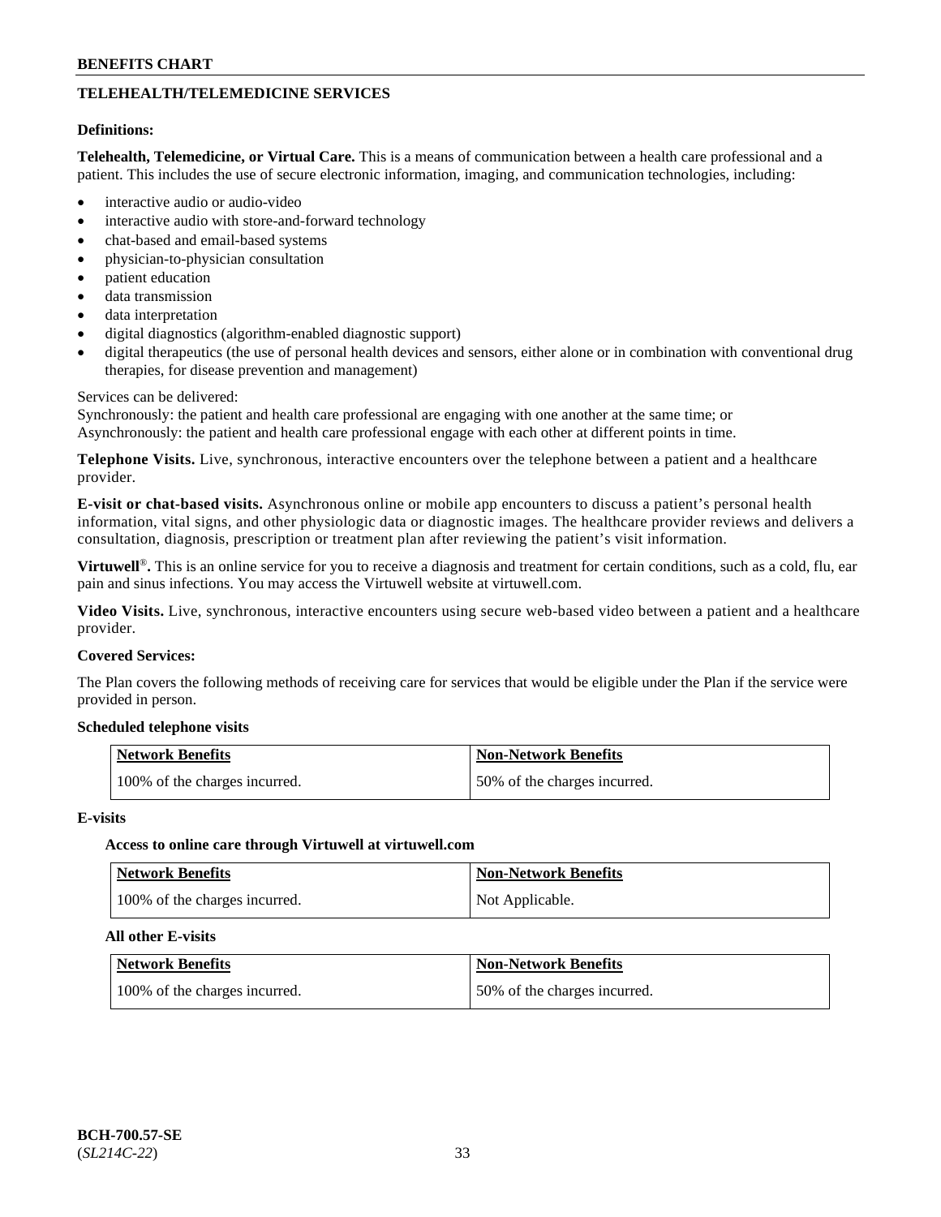## TELEHEALTH/TELEMEDICINE SERVICES

**Definitions:**

**Telehealth, Telemedicine, or Virtual Care.** This is a means of communication between a health care professional and a patient. This includes the use of secure electronic information, imaging, and communication technologies, including:

- interactive audio or audio-video
- interactive audio with store-and-forward technology
- chat-based and email-based systems
- physician-to-physician consultation
- patient education
- data transmission
- data interpretation
- digital diagnostics (algorithm-enabled diagnostic support)
- digital therapeutics (the use of personal health devices and sensors, either alone or in combination with conventional drug therapies, for disease prevention and management)

Services can be delivered:
Synchronously: the patient and health care professional are engaging with one another at the same time; or
Asynchronously: the patient and health care professional engage with each other at different points in time.

**Telephone Visits.** Live, synchronous, interactive encounters over the telephone between a patient and a healthcare provider.

**E-visit or chat-based visits.** Asynchronous online or mobile app encounters to discuss a patient's personal health information, vital signs, and other physiologic data or diagnostic images. The healthcare provider reviews and delivers a consultation, diagnosis, prescription or treatment plan after reviewing the patient's visit information.

**Virtuwell®.** This is an online service for you to receive a diagnosis and treatment for certain conditions, such as a cold, flu, ear pain and sinus infections. You may access the Virtuwell website at virtuwell.com.

**Video Visits.** Live, synchronous, interactive encounters using secure web-based video between a patient and a healthcare provider.

**Covered Services:**

The Plan covers the following methods of receiving care for services that would be eligible under the Plan if the service were provided in person.

**Scheduled telephone visits**

| Network Benefits | Non-Network Benefits |
|---|---|
| 100% of the charges incurred. | 50% of the charges incurred. |

**E-visits**

**Access to online care through Virtuwell at virtuwell.com**

| Network Benefits | Non-Network Benefits |
|---|---|
| 100% of the charges incurred. | Not Applicable. |

**All other E-visits**

| Network Benefits | Non-Network Benefits |
|---|---|
| 100% of the charges incurred. | 50% of the charges incurred. |

**BCH-700.57-SE**
(*SL214C-22*)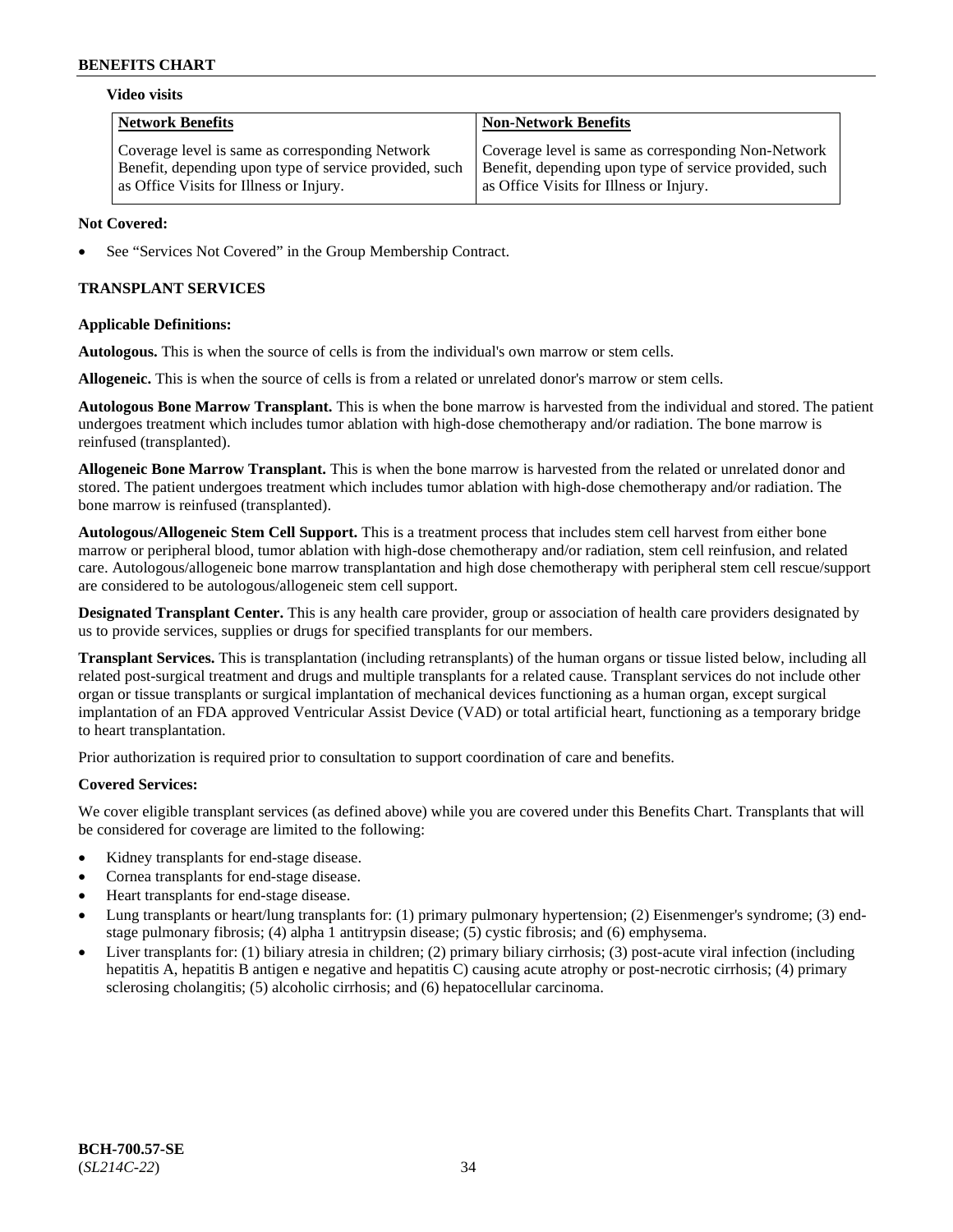**Video visits**

| Network Benefits | Non-Network Benefits |
| --- | --- |
| Coverage level is same as corresponding Network Benefit, depending upon type of service provided, such as Office Visits for Illness or Injury. | Coverage level is same as corresponding Non-Network Benefit, depending upon type of service provided, such as Office Visits for Illness or Injury. |

**Not Covered:**

- See "Services Not Covered" in the Group Membership Contract.

## TRANSPLANT SERVICES

**Applicable Definitions:**

**Autologous.** This is when the source of cells is from the individual's own marrow or stem cells.

**Allogeneic.** This is when the source of cells is from a related or unrelated donor's marrow or stem cells.

**Autologous Bone Marrow Transplant.** This is when the bone marrow is harvested from the individual and stored. The patient undergoes treatment which includes tumor ablation with high-dose chemotherapy and/or radiation. The bone marrow is reinfused (transplanted).

**Allogeneic Bone Marrow Transplant.** This is when the bone marrow is harvested from the related or unrelated donor and stored. The patient undergoes treatment which includes tumor ablation with high-dose chemotherapy and/or radiation. The bone marrow is reinfused (transplanted).

**Autologous/Allogeneic Stem Cell Support.** This is a treatment process that includes stem cell harvest from either bone marrow or peripheral blood, tumor ablation with high-dose chemotherapy and/or radiation, stem cell reinfusion, and related care. Autologous/allogeneic bone marrow transplantation and high dose chemotherapy with peripheral stem cell rescue/support are considered to be autologous/allogeneic stem cell support.

**Designated Transplant Center.** This is any health care provider, group or association of health care providers designated by us to provide services, supplies or drugs for specified transplants for our members.

**Transplant Services.** This is transplantation (including retransplants) of the human organs or tissue listed below, including all related post-surgical treatment and drugs and multiple transplants for a related cause. Transplant services do not include other organ or tissue transplants or surgical implantation of mechanical devices functioning as a human organ, except surgical implantation of an FDA approved Ventricular Assist Device (VAD) or total artificial heart, functioning as a temporary bridge to heart transplantation.

Prior authorization is required prior to consultation to support coordination of care and benefits.

**Covered Services:**

We cover eligible transplant services (as defined above) while you are covered under this Benefits Chart. Transplants that will be considered for coverage are limited to the following:

- Kidney transplants for end-stage disease.
- Cornea transplants for end-stage disease.
- Heart transplants for end-stage disease.
- Lung transplants or heart/lung transplants for: (1) primary pulmonary hypertension; (2) Eisenmenger's syndrome; (3) end-stage pulmonary fibrosis; (4) alpha 1 antitrypsin disease; (5) cystic fibrosis; and (6) emphysema.
- Liver transplants for: (1) biliary atresia in children; (2) primary biliary cirrhosis; (3) post-acute viral infection (including hepatitis A, hepatitis B antigen e negative and hepatitis C) causing acute atrophy or post-necrotic cirrhosis; (4) primary sclerosing cholangitis; (5) alcoholic cirrhosis; and (6) hepatocellular carcinoma.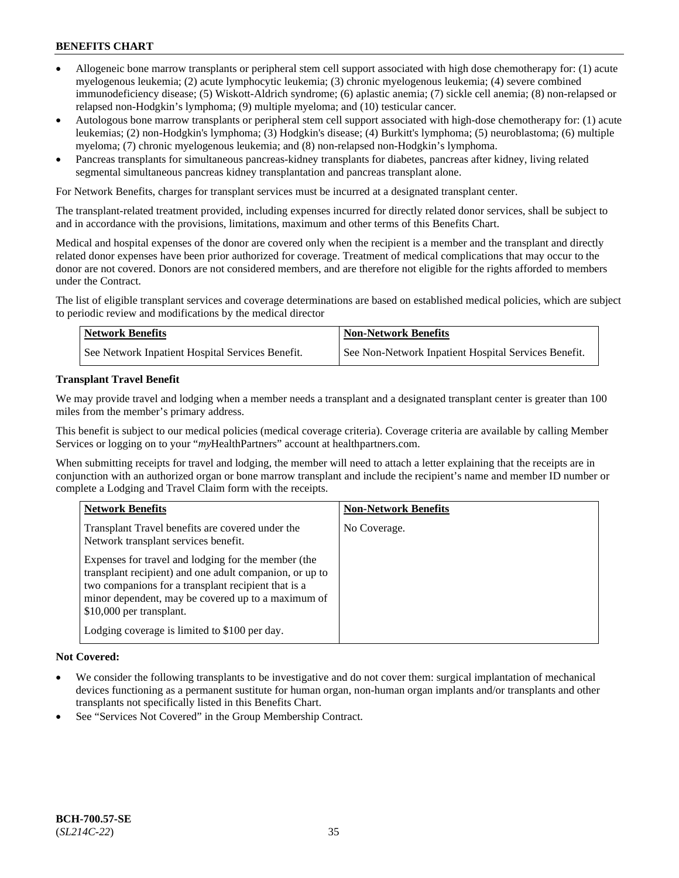- Allogeneic bone marrow transplants or peripheral stem cell support associated with high dose chemotherapy for: (1) acute myelogenous leukemia; (2) acute lymphocytic leukemia; (3) chronic myelogenous leukemia; (4) severe combined immunodeficiency disease; (5) Wiskott-Aldrich syndrome; (6) aplastic anemia; (7) sickle cell anemia; (8) non-relapsed or relapsed non-Hodgkin's lymphoma; (9) multiple myeloma; and (10) testicular cancer.
- Autologous bone marrow transplants or peripheral stem cell support associated with high-dose chemotherapy for: (1) acute leukemias; (2) non-Hodgkin's lymphoma; (3) Hodgkin's disease; (4) Burkitt's lymphoma; (5) neuroblastoma; (6) multiple myeloma; (7) chronic myelogenous leukemia; and (8) non-relapsed non-Hodgkin's lymphoma.
- Pancreas transplants for simultaneous pancreas-kidney transplants for diabetes, pancreas after kidney, living related segmental simultaneous pancreas kidney transplantation and pancreas transplant alone.

For Network Benefits, charges for transplant services must be incurred at a designated transplant center.

The transplant-related treatment provided, including expenses incurred for directly related donor services, shall be subject to and in accordance with the provisions, limitations, maximum and other terms of this Benefits Chart.

Medical and hospital expenses of the donor are covered only when the recipient is a member and the transplant and directly related donor expenses have been prior authorized for coverage. Treatment of medical complications that may occur to the donor are not covered. Donors are not considered members, and are therefore not eligible for the rights afforded to members under the Contract.

The list of eligible transplant services and coverage determinations are based on established medical policies, which are subject to periodic review and modifications by the medical director

| Network Benefits | Non-Network Benefits |
|---|---|
| See Network Inpatient Hospital Services Benefit. | See Non-Network Inpatient Hospital Services Benefit. |

**Transplant Travel Benefit**

We may provide travel and lodging when a member needs a transplant and a designated transplant center is greater than 100 miles from the member's primary address.

This benefit is subject to our medical policies (medical coverage criteria). Coverage criteria are available by calling Member Services or logging on to your "*my*HealthPartners" account at healthpartners.com.

When submitting receipts for travel and lodging, the member will need to attach a letter explaining that the receipts are in conjunction with an authorized organ or bone marrow transplant and include the recipient's name and member ID number or complete a Lodging and Travel Claim form with the receipts.

| Network Benefits | Non-Network Benefits |
|---|---|
| Transplant Travel benefits are covered under the Network transplant services benefit.<br><br>Expenses for travel and lodging for the member (the transplant recipient) and one adult companion, or up to two companions for a transplant recipient that is a minor dependent, may be covered up to a maximum of $10,000 per transplant.<br><br>Lodging coverage is limited to $100 per day. | No Coverage. |

**Not Covered:**

- We consider the following transplants to be investigative and do not cover them: surgical implantation of mechanical devices functioning as a permanent sustitute for human organ, non-human organ implants and/or transplants and other transplants not specifically listed in this Benefits Chart.
- See "Services Not Covered" in the Group Membership Contract.